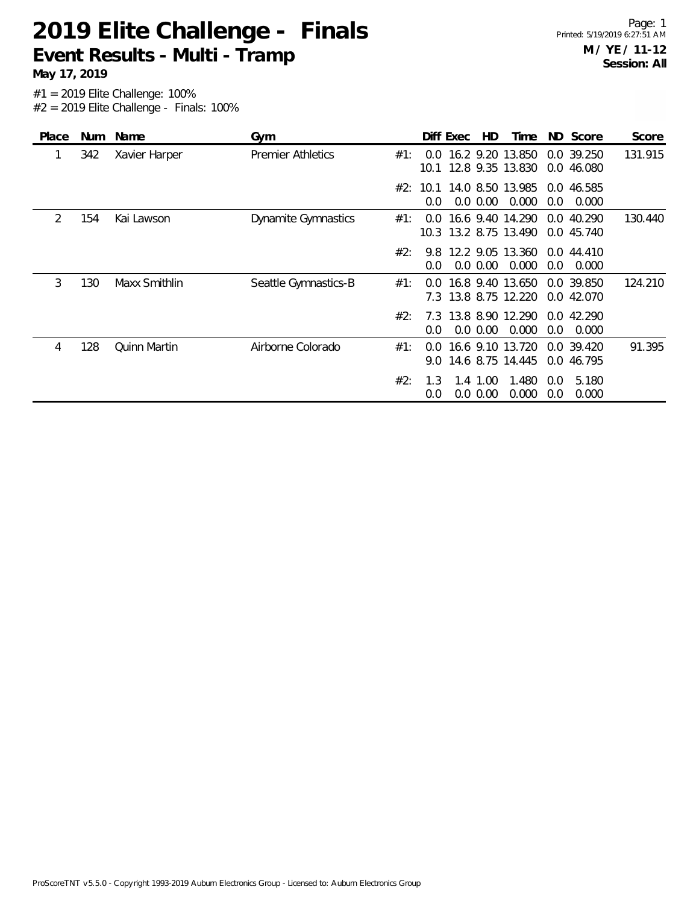# 2019 Elite Challenge - Finals

## Event Results - Multi - Tramp

**May 17, 2019**

**M / YE / 11-12**
**Session: All**

#1 = 2019 Elite Challenge: 100%
#2 = 2019 Elite Challenge - Finals: 100%

| Place | Num | Name | Gym | | Diff | Exec | HD | Time | ND | Score | Score |
|---|---|---|---|---|---|---|---|---|---|---|---|
| 1 | 342 | Xavier Harper | Premier Athletics | #1: | 0.0 | 16.2 | 9.20 | 13.850 | 0.0 | 39.250 | 131.915 |
| | | | | | 10.1 | 12.8 | 9.35 | 13.830 | 0.0 | 46.080 | |
| | | | | #2: | 10.1 | 14.0 | 8.50 | 13.985 | 0.0 | 46.585 | |
| | | | | | 0.0 | 0.0 | 0.00 | 0.000 | 0.0 | 0.000 | |
| 2 | 154 | Kai Lawson | Dynamite Gymnastics | #1: | 0.0 | 16.6 | 9.40 | 14.290 | 0.0 | 40.290 | 130.440 |
| | | | | | 10.3 | 13.2 | 8.75 | 13.490 | 0.0 | 45.740 | |
| | | | | #2: | 9.8 | 12.2 | 9.05 | 13.360 | 0.0 | 44.410 | |
| | | | | | 0.0 | 0.0 | 0.00 | 0.000 | 0.0 | 0.000 | |
| 3 | 130 | Maxx Smithlin | Seattle Gymnastics-B | #1: | 0.0 | 16.8 | 9.40 | 13.650 | 0.0 | 39.850 | 124.210 |
| | | | | | 7.3 | 13.8 | 8.75 | 12.220 | 0.0 | 42.070 | |
| | | | | #2: | 7.3 | 13.8 | 8.90 | 12.290 | 0.0 | 42.290 | |
| | | | | | 0.0 | 0.0 | 0.00 | 0.000 | 0.0 | 0.000 | |
| 4 | 128 | Quinn Martin | Airborne Colorado | #1: | 0.0 | 16.6 | 9.10 | 13.720 | 0.0 | 39.420 | 91.395 |
| | | | | | 9.0 | 14.6 | 8.75 | 14.445 | 0.0 | 46.795 | |
| | | | | #2: | 1.3 | 1.4 | 1.00 | 1.480 | 0.0 | 5.180 | |
| | | | | | 0.0 | 0.0 | 0.00 | 0.000 | 0.0 | 0.000 | |

ProScoreTNT v5.5.0 - Copyright 1993-2019 Auburn Electronics Group - Licensed to: Auburn Electronics Group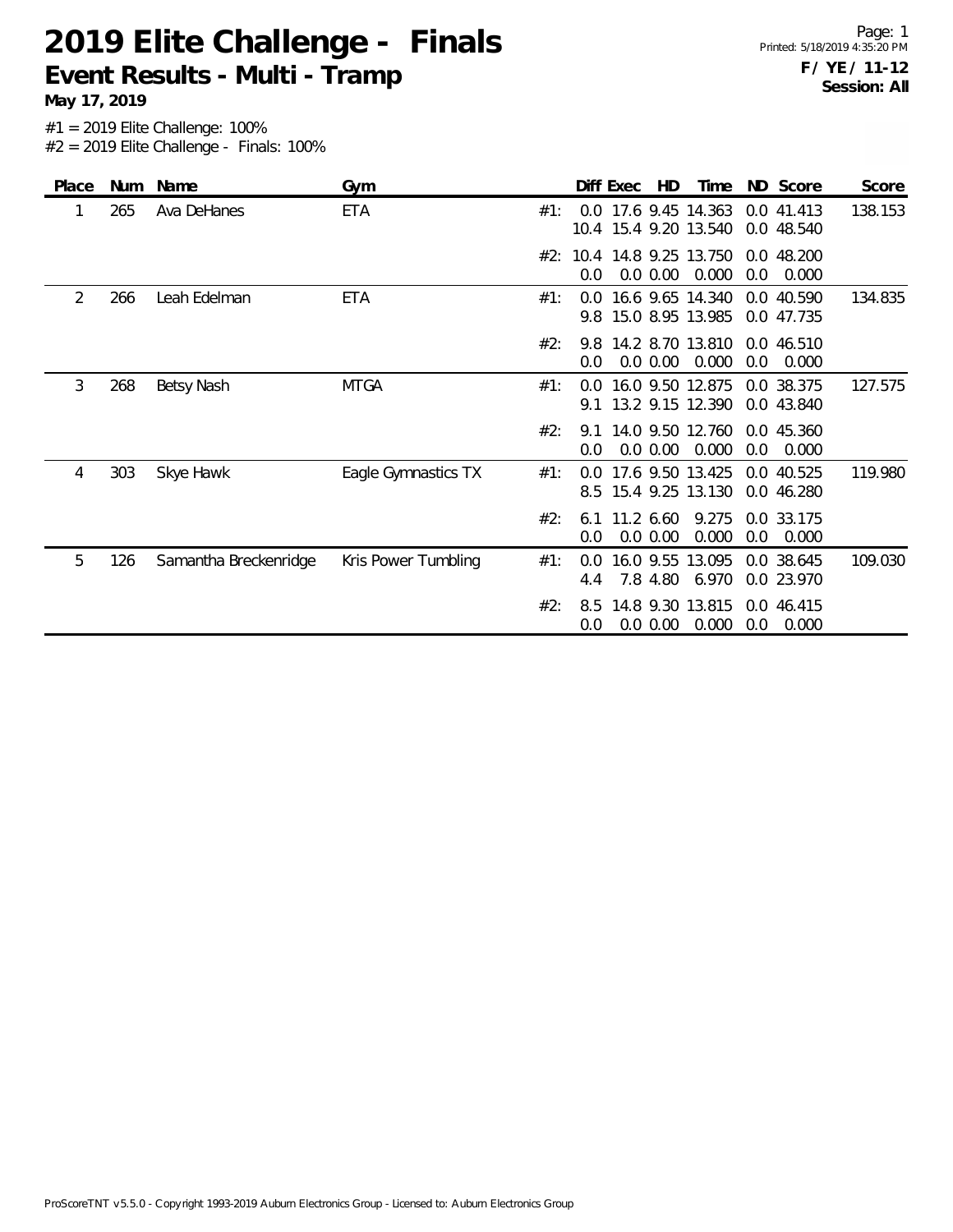# 2019 Elite Challenge - Finals

## Event Results - Multi - Tramp

**May 17, 2019**

**F / YE / 11-12**
**Session: All**

#1 = 2019 Elite Challenge: 100%
#2 = 2019 Elite Challenge - Finals: 100%

| Place | Num | Name | Gym | | Diff | Exec | HD | Time | ND | Score | Score |
|---|---|---|---|---|---|---|---|---|---|---|---|
| 1 | 265 | Ava DeHanes | ETA | #1: | 0.0 | 17.6 | 9.45 | 14.363 | 0.0 | 41.413 | 138.153 |
| | | | | | 10.4 | 15.4 | 9.20 | 13.540 | 0.0 | 48.540 | |
| | | | | #2: | 10.4 | 14.8 | 9.25 | 13.750 | 0.0 | 48.200 | |
| | | | | | 0.0 | 0.0 | 0.00 | 0.000 | 0.0 | 0.000 | |
| 2 | 266 | Leah Edelman | ETA | #1: | 0.0 | 16.6 | 9.65 | 14.340 | 0.0 | 40.590 | 134.835 |
| | | | | | 9.8 | 15.0 | 8.95 | 13.985 | 0.0 | 47.735 | |
| | | | | #2: | 9.8 | 14.2 | 8.70 | 13.810 | 0.0 | 46.510 | |
| | | | | | 0.0 | 0.0 | 0.00 | 0.000 | 0.0 | 0.000 | |
| 3 | 268 | Betsy Nash | MTGA | #1: | 0.0 | 16.0 | 9.50 | 12.875 | 0.0 | 38.375 | 127.575 |
| | | | | | 9.1 | 13.2 | 9.15 | 12.390 | 0.0 | 43.840 | |
| | | | | #2: | 9.1 | 14.0 | 9.50 | 12.760 | 0.0 | 45.360 | |
| | | | | | 0.0 | 0.0 | 0.00 | 0.000 | 0.0 | 0.000 | |
| 4 | 303 | Skye Hawk | Eagle Gymnastics TX | #1: | 0.0 | 17.6 | 9.50 | 13.425 | 0.0 | 40.525 | 119.980 |
| | | | | | 8.5 | 15.4 | 9.25 | 13.130 | 0.0 | 46.280 | |
| | | | | #2: | 6.1 | 11.2 | 6.60 | 9.275 | 0.0 | 33.175 | |
| | | | | | 0.0 | 0.0 | 0.00 | 0.000 | 0.0 | 0.000 | |
| 5 | 126 | Samantha Breckenridge | Kris Power Tumbling | #1: | 0.0 | 16.0 | 9.55 | 13.095 | 0.0 | 38.645 | 109.030 |
| | | | | | 4.4 | 7.8 | 4.80 | 6.970 | 0.0 | 23.970 | |
| | | | | #2: | 8.5 | 14.8 | 9.30 | 13.815 | 0.0 | 46.415 | |
| | | | | | 0.0 | 0.0 | 0.00 | 0.000 | 0.0 | 0.000 | |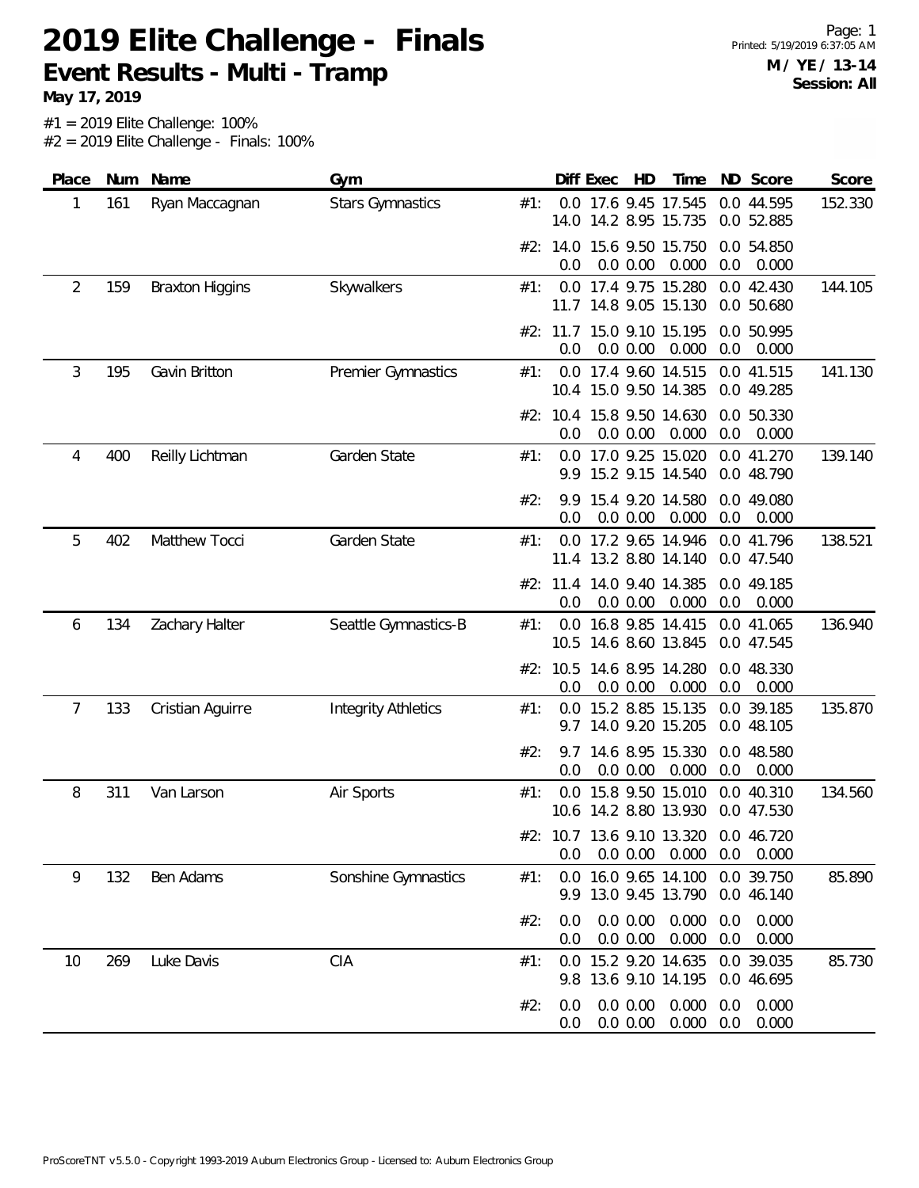# 2019 Elite Challenge - Finals

## Event Results - Multi - Tramp

**May 17, 2019**

**M / YE / 13-14**
**Session: All**

#1 = 2019 Elite Challenge: 100%
#2 = 2019 Elite Challenge - Finals: 100%

| Place | Num | Name | Gym | | Diff | Exec | HD | Time | ND | Score | Score |
|---|---|---|---|---|---|---|---|---|---|---|---|
| 1 | 161 | Ryan Maccagnan | Stars Gymnastics | #1: | 0.0 | 17.6 | 9.45 | 17.545 | 0.0 | 44.595 | 152.330 |
| | | | | | 14.0 | 14.2 | 8.95 | 15.735 | 0.0 | 52.885 | |
| | | | | #2: | 14.0 | 15.6 | 9.50 | 15.750 | 0.0 | 54.850 | |
| | | | | | 0.0 | 0.0 | 0.00 | 0.000 | 0.0 | 0.000 | |
| 2 | 159 | Braxton Higgins | Skywalkers | #1: | 0.0 | 17.4 | 9.75 | 15.280 | 0.0 | 42.430 | 144.105 |
| | | | | | 11.7 | 14.8 | 9.05 | 15.130 | 0.0 | 50.680 | |
| | | | | #2: | 11.7 | 15.0 | 9.10 | 15.195 | 0.0 | 50.995 | |
| | | | | | 0.0 | 0.0 | 0.00 | 0.000 | 0.0 | 0.000 | |
| 3 | 195 | Gavin Britton | Premier Gymnastics | #1: | 0.0 | 17.4 | 9.60 | 14.515 | 0.0 | 41.515 | 141.130 |
| | | | | | 10.4 | 15.0 | 9.50 | 14.385 | 0.0 | 49.285 | |
| | | | | #2: | 10.4 | 15.8 | 9.50 | 14.630 | 0.0 | 50.330 | |
| | | | | | 0.0 | 0.0 | 0.00 | 0.000 | 0.0 | 0.000 | |
| 4 | 400 | Reilly Lichtman | Garden State | #1: | 0.0 | 17.0 | 9.25 | 15.020 | 0.0 | 41.270 | 139.140 |
| | | | | | 9.9 | 15.2 | 9.15 | 14.540 | 0.0 | 48.790 | |
| | | | | #2: | 9.9 | 15.4 | 9.20 | 14.580 | 0.0 | 49.080 | |
| | | | | | 0.0 | 0.0 | 0.00 | 0.000 | 0.0 | 0.000 | |
| 5 | 402 | Matthew Tocci | Garden State | #1: | 0.0 | 17.2 | 9.65 | 14.946 | 0.0 | 41.796 | 138.521 |
| | | | | | 11.4 | 13.2 | 8.80 | 14.140 | 0.0 | 47.540 | |
| | | | | #2: | 11.4 | 14.0 | 9.40 | 14.385 | 0.0 | 49.185 | |
| | | | | | 0.0 | 0.0 | 0.00 | 0.000 | 0.0 | 0.000 | |
| 6 | 134 | Zachary Halter | Seattle Gymnastics-B | #1: | 0.0 | 16.8 | 9.85 | 14.415 | 0.0 | 41.065 | 136.940 |
| | | | | | 10.5 | 14.6 | 8.60 | 13.845 | 0.0 | 47.545 | |
| | | | | #2: | 10.5 | 14.6 | 8.95 | 14.280 | 0.0 | 48.330 | |
| | | | | | 0.0 | 0.0 | 0.00 | 0.000 | 0.0 | 0.000 | |
| 7 | 133 | Cristian Aguirre | Integrity Athletics | #1: | 0.0 | 15.2 | 8.85 | 15.135 | 0.0 | 39.185 | 135.870 |
| | | | | | 9.7 | 14.0 | 9.20 | 15.205 | 0.0 | 48.105 | |
| | | | | #2: | 9.7 | 14.6 | 8.95 | 15.330 | 0.0 | 48.580 | |
| | | | | | 0.0 | 0.0 | 0.00 | 0.000 | 0.0 | 0.000 | |
| 8 | 311 | Van Larson | Air Sports | #1: | 0.0 | 15.8 | 9.50 | 15.010 | 0.0 | 40.310 | 134.560 |
| | | | | | 10.6 | 14.2 | 8.80 | 13.930 | 0.0 | 47.530 | |
| | | | | #2: | 10.7 | 13.6 | 9.10 | 13.320 | 0.0 | 46.720 | |
| | | | | | 0.0 | 0.0 | 0.00 | 0.000 | 0.0 | 0.000 | |
| 9 | 132 | Ben Adams | Sonshine Gymnastics | #1: | 0.0 | 16.0 | 9.65 | 14.100 | 0.0 | 39.750 | 85.890 |
| | | | | | 9.9 | 13.0 | 9.45 | 13.790 | 0.0 | 46.140 | |
| | | | | #2: | 0.0 | 0.0 | 0.00 | 0.000 | 0.0 | 0.000 | |
| | | | | | 0.0 | 0.0 | 0.00 | 0.000 | 0.0 | 0.000 | |
| 10 | 269 | Luke Davis | CIA | #1: | 0.0 | 15.2 | 9.20 | 14.635 | 0.0 | 39.035 | 85.730 |
| | | | | | 9.8 | 13.6 | 9.10 | 14.195 | 0.0 | 46.695 | |
| | | | | #2: | 0.0 | 0.0 | 0.00 | 0.000 | 0.0 | 0.000 | |
| | | | | | 0.0 | 0.0 | 0.00 | 0.000 | 0.0 | 0.000 | |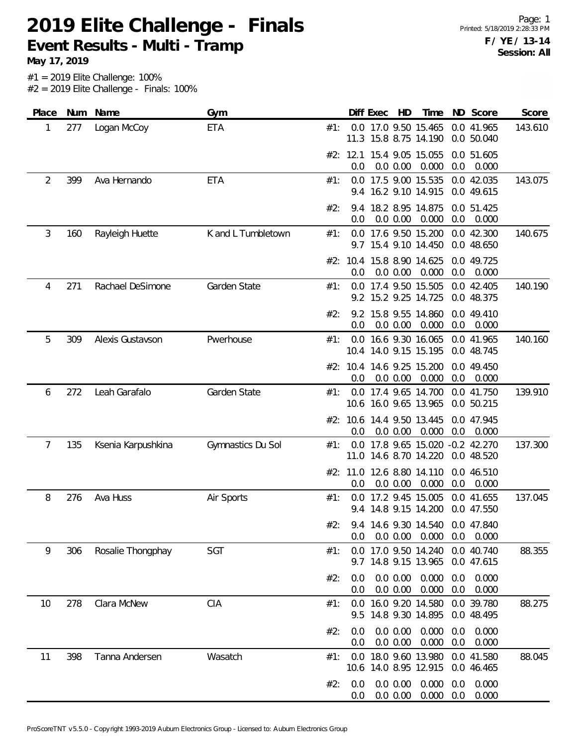# 2019 Elite Challenge - Finals

## Event Results - Multi - Tramp

**May 17, 2019**

**F / YE / 13-14**
**Session: All**

#1 = 2019 Elite Challenge: 100%
#2 = 2019 Elite Challenge - Finals: 100%

| Place | Num | Name | Gym | | Diff | Exec | HD | Time | ND | Score | Score |
|---|---|---|---|---|---|---|---|---|---|---|---|
| 1 | 277 | Logan McCoy | ETA | #1: | 0.0 | 17.0 | 9.50 | 15.465 | 0.0 | 41.965 | 143.610 |
| | | | | | 11.3 | 15.8 | 8.75 | 14.190 | 0.0 | 50.040 | |
| | | | | #2: | 12.1 | 15.4 | 9.05 | 15.055 | 0.0 | 51.605 | |
| | | | | | 0.0 | 0.0 | 0.00 | 0.000 | 0.0 | 0.000 | |
| 2 | 399 | Ava Hernando | ETA | #1: | 0.0 | 17.5 | 9.00 | 15.535 | 0.0 | 42.035 | 143.075 |
| | | | | | 9.4 | 16.2 | 9.10 | 14.915 | 0.0 | 49.615 | |
| | | | | #2: | 9.4 | 18.2 | 8.95 | 14.875 | 0.0 | 51.425 | |
| | | | | | 0.0 | 0.0 | 0.00 | 0.000 | 0.0 | 0.000 | |
| 3 | 160 | Rayleigh Huette | K and L Tumbletown | #1: | 0.0 | 17.6 | 9.50 | 15.200 | 0.0 | 42.300 | 140.675 |
| | | | | | 9.7 | 15.4 | 9.10 | 14.450 | 0.0 | 48.650 | |
| | | | | #2: | 10.4 | 15.8 | 8.90 | 14.625 | 0.0 | 49.725 | |
| | | | | | 0.0 | 0.0 | 0.00 | 0.000 | 0.0 | 0.000 | |
| 4 | 271 | Rachael DeSimone | Garden State | #1: | 0.0 | 17.4 | 9.50 | 15.505 | 0.0 | 42.405 | 140.190 |
| | | | | | 9.2 | 15.2 | 9.25 | 14.725 | 0.0 | 48.375 | |
| | | | | #2: | 9.2 | 15.8 | 9.55 | 14.860 | 0.0 | 49.410 | |
| | | | | | 0.0 | 0.0 | 0.00 | 0.000 | 0.0 | 0.000 | |
| 5 | 309 | Alexis Gustavson | Pwerhouse | #1: | 0.0 | 16.6 | 9.30 | 16.065 | 0.0 | 41.965 | 140.160 |
| | | | | | 10.4 | 14.0 | 9.15 | 15.195 | 0.0 | 48.745 | |
| | | | | #2: | 10.4 | 14.6 | 9.25 | 15.200 | 0.0 | 49.450 | |
| | | | | | 0.0 | 0.0 | 0.00 | 0.000 | 0.0 | 0.000 | |
| 6 | 272 | Leah Garafalo | Garden State | #1: | 0.0 | 17.4 | 9.65 | 14.700 | 0.0 | 41.750 | 139.910 |
| | | | | | 10.6 | 16.0 | 9.65 | 13.965 | 0.0 | 50.215 | |
| | | | | #2: | 10.6 | 14.4 | 9.50 | 13.445 | 0.0 | 47.945 | |
| | | | | | 0.0 | 0.0 | 0.00 | 0.000 | 0.0 | 0.000 | |
| 7 | 135 | Ksenia Karpushkina | Gymnastics Du Sol | #1: | 0.0 | 17.8 | 9.65 | 15.020 | -0.2 | 42.270 | 137.300 |
| | | | | | 11.0 | 14.6 | 8.70 | 14.220 | 0.0 | 48.520 | |
| | | | | #2: | 11.0 | 12.6 | 8.80 | 14.110 | 0.0 | 46.510 | |
| | | | | | 0.0 | 0.0 | 0.00 | 0.000 | 0.0 | 0.000 | |
| 8 | 276 | Ava Huss | Air Sports | #1: | 0.0 | 17.2 | 9.45 | 15.005 | 0.0 | 41.655 | 137.045 |
| | | | | | 9.4 | 14.8 | 9.15 | 14.200 | 0.0 | 47.550 | |
| | | | | #2: | 9.4 | 14.6 | 9.30 | 14.540 | 0.0 | 47.840 | |
| | | | | | 0.0 | 0.0 | 0.00 | 0.000 | 0.0 | 0.000 | |
| 9 | 306 | Rosalie Thongphay | SGT | #1: | 0.0 | 17.0 | 9.50 | 14.240 | 0.0 | 40.740 | 88.355 |
| | | | | | 9.7 | 14.8 | 9.15 | 13.965 | 0.0 | 47.615 | |
| | | | | #2: | 0.0 | 0.0 | 0.00 | 0.000 | 0.0 | 0.000 | |
| | | | | | 0.0 | 0.0 | 0.00 | 0.000 | 0.0 | 0.000 | |
| 10 | 278 | Clara McNew | CIA | #1: | 0.0 | 16.0 | 9.20 | 14.580 | 0.0 | 39.780 | 88.275 |
| | | | | | 9.5 | 14.8 | 9.30 | 14.895 | 0.0 | 48.495 | |
| | | | | #2: | 0.0 | 0.0 | 0.00 | 0.000 | 0.0 | 0.000 | |
| | | | | | 0.0 | 0.0 | 0.00 | 0.000 | 0.0 | 0.000 | |
| 11 | 398 | Tanna Andersen | Wasatch | #1: | 0.0 | 18.0 | 9.60 | 13.980 | 0.0 | 41.580 | 88.045 |
| | | | | | 10.6 | 14.0 | 8.95 | 12.915 | 0.0 | 46.465 | |
| | | | | #2: | 0.0 | 0.0 | 0.00 | 0.000 | 0.0 | 0.000 | |
| | | | | | 0.0 | 0.0 | 0.00 | 0.000 | 0.0 | 0.000 | |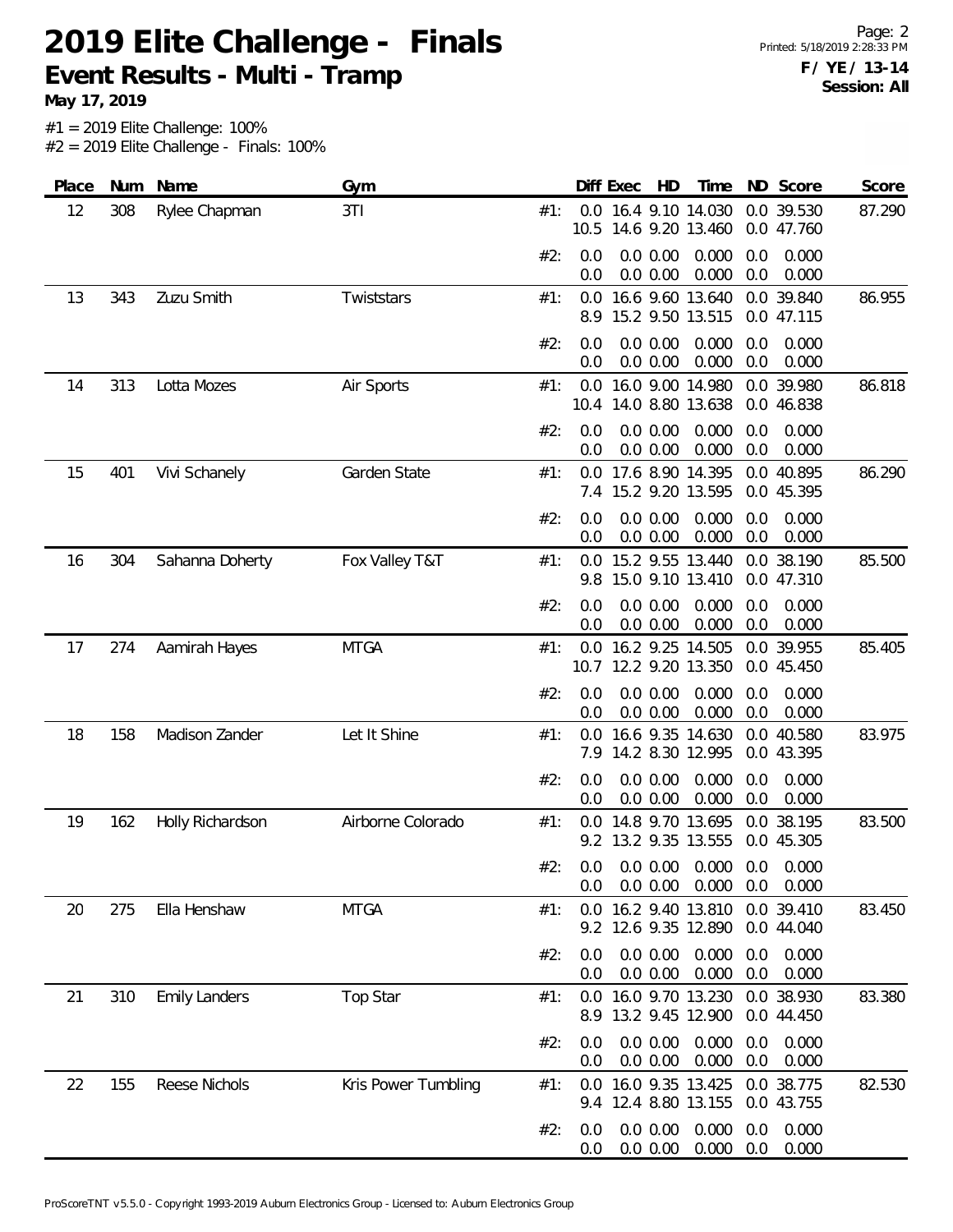# 2019 Elite Challenge - Finals

## Event Results - Multi - Tramp

**May 17, 2019**

**F / YE / 13-14**
**Session: All**

#1 = 2019 Elite Challenge: 100%
#2 = 2019 Elite Challenge - Finals: 100%

| Place | Num | Name | Gym | | Diff | Exec | HD | Time | ND | Score | Score |
|---|---|---|---|---|---|---|---|---|---|---|---|
| 12 | 308 | Rylee Chapman | 3TI | #1: | 0.0 | 16.4 | 9.10 | 14.030 | 0.0 | 39.530 | 87.290 |
| | | | | | 10.5 | 14.6 | 9.20 | 13.460 | 0.0 | 47.760 | |
| | | | | #2: | 0.0 | 0.0 | 0.00 | 0.000 | 0.0 | 0.000 | |
| | | | | | 0.0 | 0.0 | 0.00 | 0.000 | 0.0 | 0.000 | |
| 13 | 343 | Zuzu Smith | Twiststars | #1: | 0.0 | 16.6 | 9.60 | 13.640 | 0.0 | 39.840 | 86.955 |
| | | | | | 8.9 | 15.2 | 9.50 | 13.515 | 0.0 | 47.115 | |
| | | | | #2: | 0.0 | 0.0 | 0.00 | 0.000 | 0.0 | 0.000 | |
| | | | | | 0.0 | 0.0 | 0.00 | 0.000 | 0.0 | 0.000 | |
| 14 | 313 | Lotta Mozes | Air Sports | #1: | 0.0 | 16.0 | 9.00 | 14.980 | 0.0 | 39.980 | 86.818 |
| | | | | | 10.4 | 14.0 | 8.80 | 13.638 | 0.0 | 46.838 | |
| | | | | #2: | 0.0 | 0.0 | 0.00 | 0.000 | 0.0 | 0.000 | |
| | | | | | 0.0 | 0.0 | 0.00 | 0.000 | 0.0 | 0.000 | |
| 15 | 401 | Vivi Schanely | Garden State | #1: | 0.0 | 17.6 | 8.90 | 14.395 | 0.0 | 40.895 | 86.290 |
| | | | | | 7.4 | 15.2 | 9.20 | 13.595 | 0.0 | 45.395 | |
| | | | | #2: | 0.0 | 0.0 | 0.00 | 0.000 | 0.0 | 0.000 | |
| | | | | | 0.0 | 0.0 | 0.00 | 0.000 | 0.0 | 0.000 | |
| 16 | 304 | Sahanna Doherty | Fox Valley T&T | #1: | 0.0 | 15.2 | 9.55 | 13.440 | 0.0 | 38.190 | 85.500 |
| | | | | | 9.8 | 15.0 | 9.10 | 13.410 | 0.0 | 47.310 | |
| | | | | #2: | 0.0 | 0.0 | 0.00 | 0.000 | 0.0 | 0.000 | |
| | | | | | 0.0 | 0.0 | 0.00 | 0.000 | 0.0 | 0.000 | |
| 17 | 274 | Aamirah Hayes | MTGA | #1: | 0.0 | 16.2 | 9.25 | 14.505 | 0.0 | 39.955 | 85.405 |
| | | | | | 10.7 | 12.2 | 9.20 | 13.350 | 0.0 | 45.450 | |
| | | | | #2: | 0.0 | 0.0 | 0.00 | 0.000 | 0.0 | 0.000 | |
| | | | | | 0.0 | 0.0 | 0.00 | 0.000 | 0.0 | 0.000 | |
| 18 | 158 | Madison Zander | Let It Shine | #1: | 0.0 | 16.6 | 9.35 | 14.630 | 0.0 | 40.580 | 83.975 |
| | | | | | 7.9 | 14.2 | 8.30 | 12.995 | 0.0 | 43.395 | |
| | | | | #2: | 0.0 | 0.0 | 0.00 | 0.000 | 0.0 | 0.000 | |
| | | | | | 0.0 | 0.0 | 0.00 | 0.000 | 0.0 | 0.000 | |
| 19 | 162 | Holly Richardson | Airborne Colorado | #1: | 0.0 | 14.8 | 9.70 | 13.695 | 0.0 | 38.195 | 83.500 |
| | | | | | 9.2 | 13.2 | 9.35 | 13.555 | 0.0 | 45.305 | |
| | | | | #2: | 0.0 | 0.0 | 0.00 | 0.000 | 0.0 | 0.000 | |
| | | | | | 0.0 | 0.0 | 0.00 | 0.000 | 0.0 | 0.000 | |
| 20 | 275 | Ella Henshaw | MTGA | #1: | 0.0 | 16.2 | 9.40 | 13.810 | 0.0 | 39.410 | 83.450 |
| | | | | | 9.2 | 12.6 | 9.35 | 12.890 | 0.0 | 44.040 | |
| | | | | #2: | 0.0 | 0.0 | 0.00 | 0.000 | 0.0 | 0.000 | |
| | | | | | 0.0 | 0.0 | 0.00 | 0.000 | 0.0 | 0.000 | |
| 21 | 310 | Emily Landers | Top Star | #1: | 0.0 | 16.0 | 9.70 | 13.230 | 0.0 | 38.930 | 83.380 |
| | | | | | 8.9 | 13.2 | 9.45 | 12.900 | 0.0 | 44.450 | |
| | | | | #2: | 0.0 | 0.0 | 0.00 | 0.000 | 0.0 | 0.000 | |
| | | | | | 0.0 | 0.0 | 0.00 | 0.000 | 0.0 | 0.000 | |
| 22 | 155 | Reese Nichols | Kris Power Tumbling | #1: | 0.0 | 16.0 | 9.35 | 13.425 | 0.0 | 38.775 | 82.530 |
| | | | | | 9.4 | 12.4 | 8.80 | 13.155 | 0.0 | 43.755 | |
| | | | | #2: | 0.0 | 0.0 | 0.00 | 0.000 | 0.0 | 0.000 | |
| | | | | | 0.0 | 0.0 | 0.00 | 0.000 | 0.0 | 0.000 | |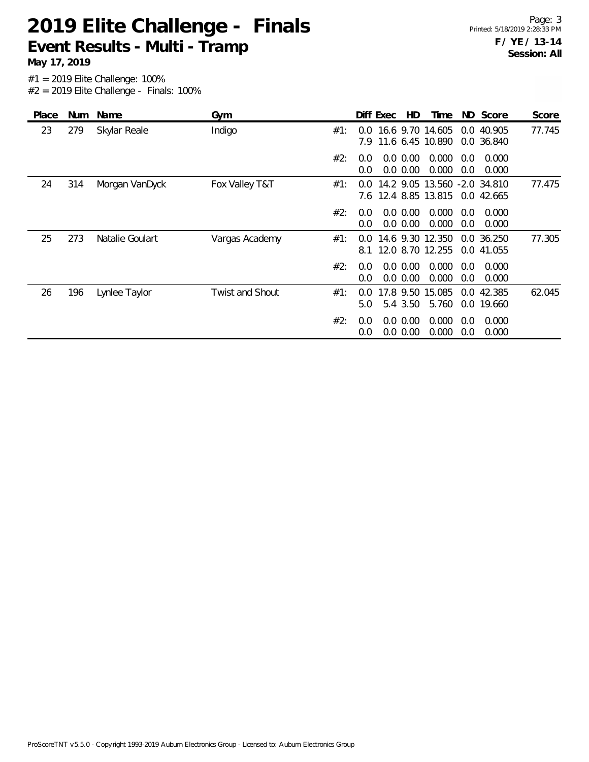# 2019 Elite Challenge - Finals

## Event Results - Multi - Tramp

**May 17, 2019**

**F / YE / 13-14**
**Session: All**

#1 = 2019 Elite Challenge: 100%
#2 = 2019 Elite Challenge - Finals: 100%

| Place | Num | Name | Gym | | Diff | Exec | HD | Time | ND | Score | Score |
|---|---|---|---|---|---|---|---|---|---|---|---|
| 23 | 279 | Skylar Reale | Indigo | #1: | 0.0 | 16.6 | 9.70 | 14.605 | 0.0 | 40.905 | 77.745 |
| | | | | | 7.9 | 11.6 | 6.45 | 10.890 | 0.0 | 36.840 | |
| | | | | #2: | 0.0 | 0.0 | 0.00 | 0.000 | 0.0 | 0.000 | |
| | | | | | 0.0 | 0.0 | 0.00 | 0.000 | 0.0 | 0.000 | |
| 24 | 314 | Morgan VanDyck | Fox Valley T&T | #1: | 0.0 | 14.2 | 9.05 | 13.560 | -2.0 | 34.810 | 77.475 |
| | | | | | 7.6 | 12.4 | 8.85 | 13.815 | 0.0 | 42.665 | |
| | | | | #2: | 0.0 | 0.0 | 0.00 | 0.000 | 0.0 | 0.000 | |
| | | | | | 0.0 | 0.0 | 0.00 | 0.000 | 0.0 | 0.000 | |
| 25 | 273 | Natalie Goulart | Vargas Academy | #1: | 0.0 | 14.6 | 9.30 | 12.350 | 0.0 | 36.250 | 77.305 |
| | | | | | 8.1 | 12.0 | 8.70 | 12.255 | 0.0 | 41.055 | |
| | | | | #2: | 0.0 | 0.0 | 0.00 | 0.000 | 0.0 | 0.000 | |
| | | | | | 0.0 | 0.0 | 0.00 | 0.000 | 0.0 | 0.000 | |
| 26 | 196 | Lynlee Taylor | Twist and Shout | #1: | 0.0 | 17.8 | 9.50 | 15.085 | 0.0 | 42.385 | 62.045 |
| | | | | | 5.0 | 5.4 | 3.50 | 5.760 | 0.0 | 19.660 | |
| | | | | #2: | 0.0 | 0.0 | 0.00 | 0.000 | 0.0 | 0.000 | |
| | | | | | 0.0 | 0.0 | 0.00 | 0.000 | 0.0 | 0.000 | |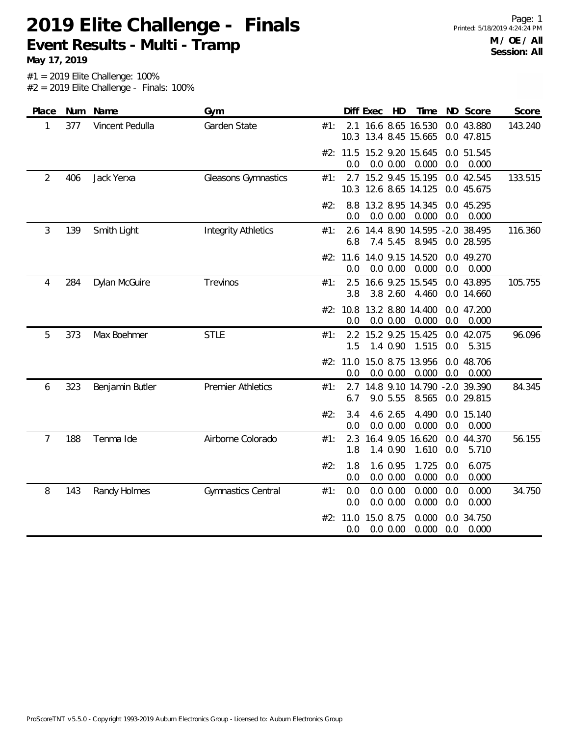# 2019 Elite Challenge - Finals

## Event Results - Multi - Tramp

**May 17, 2019**

**M / OE / All**
**Session: All**

#1 = 2019 Elite Challenge: 100%
#2 = 2019 Elite Challenge - Finals: 100%

| Place | Num | Name | Gym | | Diff | Exec | HD | Time | ND | Score | Score |
|---|---|---|---|---|---|---|---|---|---|---|---|
| 1 | 377 | Vincent Pedulla | Garden State | #1: | 2.1 | 16.6 | 8.65 | 16.530 | 0.0 | 43.880 | 143.240 |
| | | | | | 10.3 | 13.4 | 8.45 | 15.665 | 0.0 | 47.815 | |
| | | | | #2: | 11.5 | 15.2 | 9.20 | 15.645 | 0.0 | 51.545 | |
| | | | | | 0.0 | 0.0 | 0.00 | 0.000 | 0.0 | 0.000 | |
| 2 | 406 | Jack Yerxa | Gleasons Gymnastics | #1: | 2.7 | 15.2 | 9.45 | 15.195 | 0.0 | 42.545 | 133.515 |
| | | | | | 10.3 | 12.6 | 8.65 | 14.125 | 0.0 | 45.675 | |
| | | | | #2: | 8.8 | 13.2 | 8.95 | 14.345 | 0.0 | 45.295 | |
| | | | | | 0.0 | 0.0 | 0.00 | 0.000 | 0.0 | 0.000 | |
| 3 | 139 | Smith Light | Integrity Athletics | #1: | 2.6 | 14.4 | 8.90 | 14.595 | -2.0 | 38.495 | 116.360 |
| | | | | | 6.8 | 7.4 | 5.45 | 8.945 | 0.0 | 28.595 | |
| | | | | #2: | 11.6 | 14.0 | 9.15 | 14.520 | 0.0 | 49.270 | |
| | | | | | 0.0 | 0.0 | 0.00 | 0.000 | 0.0 | 0.000 | |
| 4 | 284 | Dylan McGuire | Trevinos | #1: | 2.5 | 16.6 | 9.25 | 15.545 | 0.0 | 43.895 | 105.755 |
| | | | | | 3.8 | 3.8 | 2.60 | 4.460 | 0.0 | 14.660 | |
| | | | | #2: | 10.8 | 13.2 | 8.80 | 14.400 | 0.0 | 47.200 | |
| | | | | | 0.0 | 0.0 | 0.00 | 0.000 | 0.0 | 0.000 | |
| 5 | 373 | Max Boehmer | STLE | #1: | 2.2 | 15.2 | 9.25 | 15.425 | 0.0 | 42.075 | 96.096 |
| | | | | | 1.5 | 1.4 | 0.90 | 1.515 | 0.0 | 5.315 | |
| | | | | #2: | 11.0 | 15.0 | 8.75 | 13.956 | 0.0 | 48.706 | |
| | | | | | 0.0 | 0.0 | 0.00 | 0.000 | 0.0 | 0.000 | |
| 6 | 323 | Benjamin Butler | Premier Athletics | #1: | 2.7 | 14.8 | 9.10 | 14.790 | -2.0 | 39.390 | 84.345 |
| | | | | | 6.7 | 9.0 | 5.55 | 8.565 | 0.0 | 29.815 | |
| | | | | #2: | 3.4 | 4.6 | 2.65 | 4.490 | 0.0 | 15.140 | |
| | | | | | 0.0 | 0.0 | 0.00 | 0.000 | 0.0 | 0.000 | |
| 7 | 188 | Tenma Ide | Airborne Colorado | #1: | 2.3 | 16.4 | 9.05 | 16.620 | 0.0 | 44.370 | 56.155 |
| | | | | | 1.8 | 1.4 | 0.90 | 1.610 | 0.0 | 5.710 | |
| | | | | #2: | 1.8 | 1.6 | 0.95 | 1.725 | 0.0 | 6.075 | |
| | | | | | 0.0 | 0.0 | 0.00 | 0.000 | 0.0 | 0.000 | |
| 8 | 143 | Randy Holmes | Gymnastics Central | #1: | 0.0 | 0.0 | 0.00 | 0.000 | 0.0 | 0.000 | 34.750 |
| | | | | | 0.0 | 0.0 | 0.00 | 0.000 | 0.0 | 0.000 | |
| | | | | #2: | 11.0 | 15.0 | 8.75 | 0.000 | 0.0 | 34.750 | |
| | | | | | 0.0 | 0.0 | 0.00 | 0.000 | 0.0 | 0.000 | |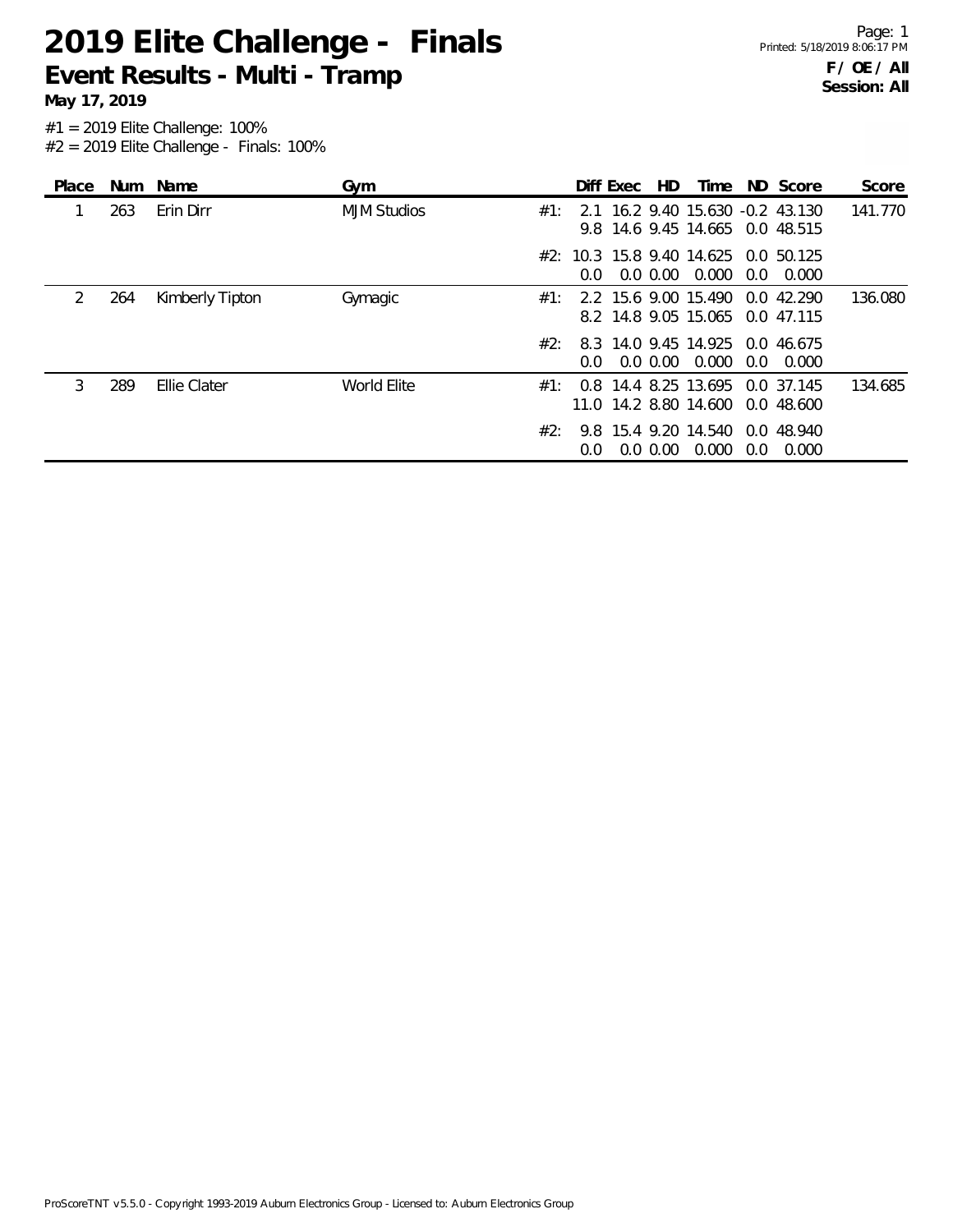# 2019 Elite Challenge - Finals

## Event Results - Multi - Tramp

**May 17, 2019**

Printed: 5/18/2019 8:06:17 PM

**F / OE / All**
**Session: All**

#1 = 2019 Elite Challenge: 100%
#2 = 2019 Elite Challenge - Finals: 100%

| Place | Num | Name | Gym | | Diff | Exec | HD | Time | ND | Score | Score |
|---|---|---|---|---|---|---|---|---|---|---|---|
| 1 | 263 | Erin Dirr | MJM Studios | #1: | 2.1 | 16.2 | 9.40 | 15.630 | -0.2 | 43.130 | 141.770 |
| | | | | | 9.8 | 14.6 | 9.45 | 14.665 | 0.0 | 48.515 | |
| | | | | #2: | 10.3 | 15.8 | 9.40 | 14.625 | 0.0 | 50.125 | |
| | | | | | 0.0 | 0.0 | 0.00 | 0.000 | 0.0 | 0.000 | |
| 2 | 264 | Kimberly Tipton | Gymagic | #1: | 2.2 | 15.6 | 9.00 | 15.490 | 0.0 | 42.290 | 136.080 |
| | | | | | 8.2 | 14.8 | 9.05 | 15.065 | 0.0 | 47.115 | |
| | | | | #2: | 8.3 | 14.0 | 9.45 | 14.925 | 0.0 | 46.675 | |
| | | | | | 0.0 | 0.0 | 0.00 | 0.000 | 0.0 | 0.000 | |
| 3 | 289 | Ellie Clater | World Elite | #1: | 0.8 | 14.4 | 8.25 | 13.695 | 0.0 | 37.145 | 134.685 |
| | | | | | 11.0 | 14.2 | 8.80 | 14.600 | 0.0 | 48.600 | |
| | | | | #2: | 9.8 | 15.4 | 9.20 | 14.540 | 0.0 | 48.940 | |
| | | | | | 0.0 | 0.0 | 0.00 | 0.000 | 0.0 | 0.000 | |

ProScoreTNT v5.5.0 - Copyright 1993-2019 Auburn Electronics Group - Licensed to: Auburn Electronics Group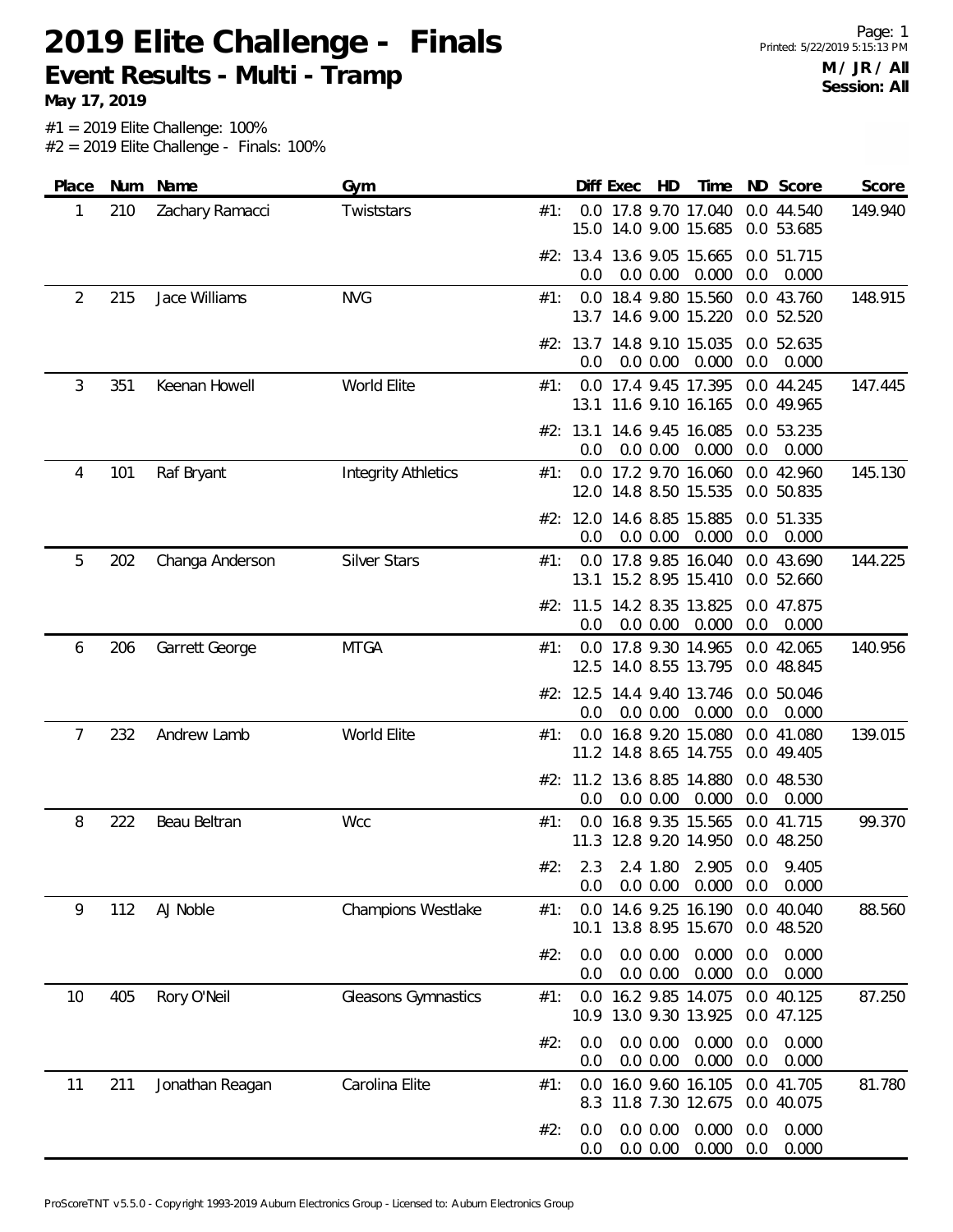# 2019 Elite Challenge - Finals

## Event Results - Multi - Tramp

**May 17, 2019**

Printed: 5/22/2019 5:15:13 PM

**M / JR / All**
**Session: All**

#1 = 2019 Elite Challenge: 100%
#2 = 2019 Elite Challenge - Finals: 100%

| Place | Num | Name | Gym | | Diff | Exec | HD | Time | ND | Score | Score |
|---|---|---|---|---|---|---|---|---|---|---|---|
| 1 | 210 | Zachary Ramacci | Twiststars | #1: | 0.0 | 17.8 | 9.70 | 17.040 | 0.0 | 44.540 | 149.940 |
| | | | | | 15.0 | 14.0 | 9.00 | 15.685 | 0.0 | 53.685 | |
| | | | | #2: | 13.4 | 13.6 | 9.05 | 15.665 | 0.0 | 51.715 | |
| | | | | | 0.0 | 0.0 | 0.00 | 0.000 | 0.0 | 0.000 | |
| 2 | 215 | Jace Williams | NVG | #1: | 0.0 | 18.4 | 9.80 | 15.560 | 0.0 | 43.760 | 148.915 |
| | | | | | 13.7 | 14.6 | 9.00 | 15.220 | 0.0 | 52.520 | |
| | | | | #2: | 13.7 | 14.8 | 9.10 | 15.035 | 0.0 | 52.635 | |
| | | | | | 0.0 | 0.0 | 0.00 | 0.000 | 0.0 | 0.000 | |
| 3 | 351 | Keenan Howell | World Elite | #1: | 0.0 | 17.4 | 9.45 | 17.395 | 0.0 | 44.245 | 147.445 |
| | | | | | 13.1 | 11.6 | 9.10 | 16.165 | 0.0 | 49.965 | |
| | | | | #2: | 13.1 | 14.6 | 9.45 | 16.085 | 0.0 | 53.235 | |
| | | | | | 0.0 | 0.0 | 0.00 | 0.000 | 0.0 | 0.000 | |
| 4 | 101 | Raf Bryant | Integrity Athletics | #1: | 0.0 | 17.2 | 9.70 | 16.060 | 0.0 | 42.960 | 145.130 |
| | | | | | 12.0 | 14.8 | 8.50 | 15.535 | 0.0 | 50.835 | |
| | | | | #2: | 12.0 | 14.6 | 8.85 | 15.885 | 0.0 | 51.335 | |
| | | | | | 0.0 | 0.0 | 0.00 | 0.000 | 0.0 | 0.000 | |
| 5 | 202 | Changa Anderson | Silver Stars | #1: | 0.0 | 17.8 | 9.85 | 16.040 | 0.0 | 43.690 | 144.225 |
| | | | | | 13.1 | 15.2 | 8.95 | 15.410 | 0.0 | 52.660 | |
| | | | | #2: | 11.5 | 14.2 | 8.35 | 13.825 | 0.0 | 47.875 | |
| | | | | | 0.0 | 0.0 | 0.00 | 0.000 | 0.0 | 0.000 | |
| 6 | 206 | Garrett George | MTGA | #1: | 0.0 | 17.8 | 9.30 | 14.965 | 0.0 | 42.065 | 140.956 |
| | | | | | 12.5 | 14.0 | 8.55 | 13.795 | 0.0 | 48.845 | |
| | | | | #2: | 12.5 | 14.4 | 9.40 | 13.746 | 0.0 | 50.046 | |
| | | | | | 0.0 | 0.0 | 0.00 | 0.000 | 0.0 | 0.000 | |
| 7 | 232 | Andrew Lamb | World Elite | #1: | 0.0 | 16.8 | 9.20 | 15.080 | 0.0 | 41.080 | 139.015 |
| | | | | | 11.2 | 14.8 | 8.65 | 14.755 | 0.0 | 49.405 | |
| | | | | #2: | 11.2 | 13.6 | 8.85 | 14.880 | 0.0 | 48.530 | |
| | | | | | 0.0 | 0.0 | 0.00 | 0.000 | 0.0 | 0.000 | |
| 8 | 222 | Beau Beltran | Wcc | #1: | 0.0 | 16.8 | 9.35 | 15.565 | 0.0 | 41.715 | 99.370 |
| | | | | | 11.3 | 12.8 | 9.20 | 14.950 | 0.0 | 48.250 | |
| | | | | #2: | 2.3 | 2.4 | 1.80 | 2.905 | 0.0 | 9.405 | |
| | | | | | 0.0 | 0.0 | 0.00 | 0.000 | 0.0 | 0.000 | |
| 9 | 112 | AJ Noble | Champions Westlake | #1: | 0.0 | 14.6 | 9.25 | 16.190 | 0.0 | 40.040 | 88.560 |
| | | | | | 10.1 | 13.8 | 8.95 | 15.670 | 0.0 | 48.520 | |
| | | | | #2: | 0.0 | 0.0 | 0.00 | 0.000 | 0.0 | 0.000 | |
| | | | | | 0.0 | 0.0 | 0.00 | 0.000 | 0.0 | 0.000 | |
| 10 | 405 | Rory O'Neil | Gleasons Gymnastics | #1: | 0.0 | 16.2 | 9.85 | 14.075 | 0.0 | 40.125 | 87.250 |
| | | | | | 10.9 | 13.0 | 9.30 | 13.925 | 0.0 | 47.125 | |
| | | | | #2: | 0.0 | 0.0 | 0.00 | 0.000 | 0.0 | 0.000 | |
| | | | | | 0.0 | 0.0 | 0.00 | 0.000 | 0.0 | 0.000 | |
| 11 | 211 | Jonathan Reagan | Carolina Elite | #1: | 0.0 | 16.0 | 9.60 | 16.105 | 0.0 | 41.705 | 81.780 |
| | | | | | 8.3 | 11.8 | 7.30 | 12.675 | 0.0 | 40.075 | |
| | | | | #2: | 0.0 | 0.0 | 0.00 | 0.000 | 0.0 | 0.000 | |
| | | | | | 0.0 | 0.0 | 0.00 | 0.000 | 0.0 | 0.000 | |

ProScoreTNT v5.5.0 - Copyright 1993-2019 Auburn Electronics Group - Licensed to: Auburn Electronics Group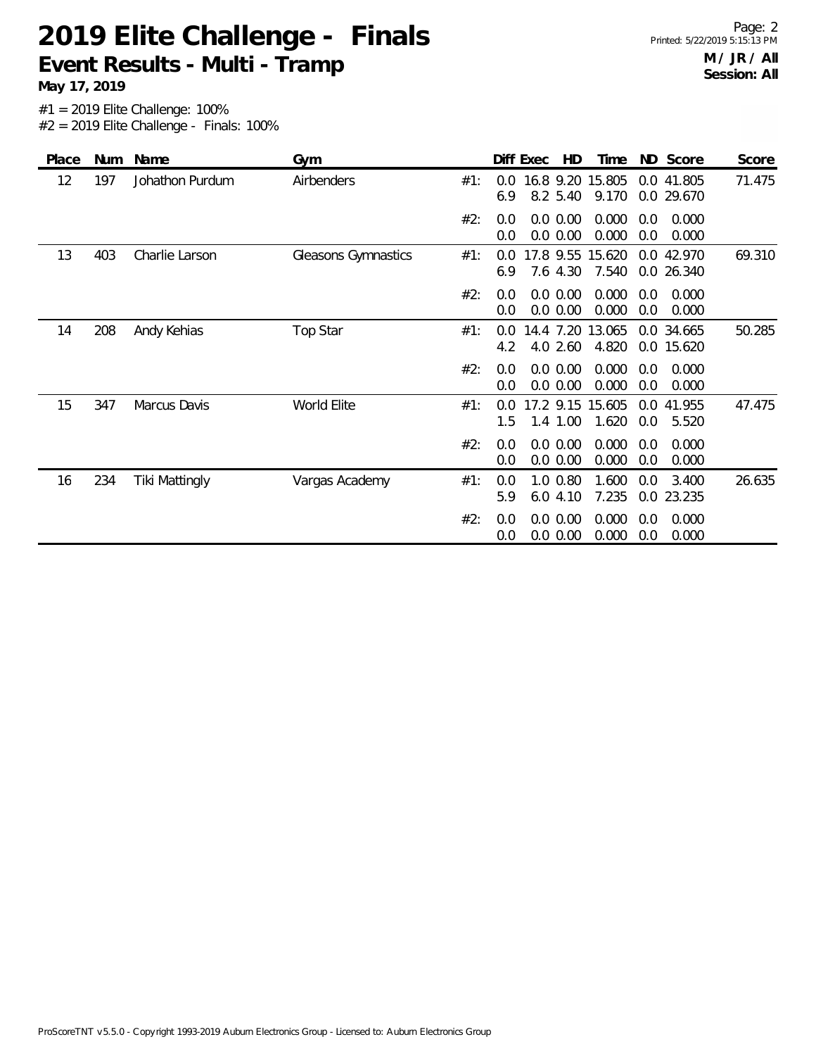# 2019 Elite Challenge - Finals

## Event Results - Multi - Tramp

**May 17, 2019**

**M / JR / All**
**Session: All**

#1 = 2019 Elite Challenge: 100%
#2 = 2019 Elite Challenge - Finals: 100%

| Place | Num | Name | Gym | | Diff | Exec | HD | Time | ND | Score | Score |
|---|---|---|---|---|---|---|---|---|---|---|---|
| 12 | 197 | Johathon Purdum | Airbenders | #1: | 0.0 | 16.8 | 9.20 | 15.805 | 0.0 | 41.805 | 71.475 |
| | | | | | 6.9 | 8.2 | 5.40 | 9.170 | 0.0 | 29.670 | |
| | | | | #2: | 0.0 | 0.0 | 0.00 | 0.000 | 0.0 | 0.000 | |
| | | | | | 0.0 | 0.0 | 0.00 | 0.000 | 0.0 | 0.000 | |
| 13 | 403 | Charlie Larson | Gleasons Gymnastics | #1: | 0.0 | 17.8 | 9.55 | 15.620 | 0.0 | 42.970 | 69.310 |
| | | | | | 6.9 | 7.6 | 4.30 | 7.540 | 0.0 | 26.340 | |
| | | | | #2: | 0.0 | 0.0 | 0.00 | 0.000 | 0.0 | 0.000 | |
| | | | | | 0.0 | 0.0 | 0.00 | 0.000 | 0.0 | 0.000 | |
| 14 | 208 | Andy Kehias | Top Star | #1: | 0.0 | 14.4 | 7.20 | 13.065 | 0.0 | 34.665 | 50.285 |
| | | | | | 4.2 | 4.0 | 2.60 | 4.820 | 0.0 | 15.620 | |
| | | | | #2: | 0.0 | 0.0 | 0.00 | 0.000 | 0.0 | 0.000 | |
| | | | | | 0.0 | 0.0 | 0.00 | 0.000 | 0.0 | 0.000 | |
| 15 | 347 | Marcus Davis | World Elite | #1: | 0.0 | 17.2 | 9.15 | 15.605 | 0.0 | 41.955 | 47.475 |
| | | | | | 1.5 | 1.4 | 1.00 | 1.620 | 0.0 | 5.520 | |
| | | | | #2: | 0.0 | 0.0 | 0.00 | 0.000 | 0.0 | 0.000 | |
| | | | | | 0.0 | 0.0 | 0.00 | 0.000 | 0.0 | 0.000 | |
| 16 | 234 | Tiki Mattingly | Vargas Academy | #1: | 0.0 | 1.0 | 0.80 | 1.600 | 0.0 | 3.400 | 26.635 |
| | | | | | 5.9 | 6.0 | 4.10 | 7.235 | 0.0 | 23.235 | |
| | | | | #2: | 0.0 | 0.0 | 0.00 | 0.000 | 0.0 | 0.000 | |
| | | | | | 0.0 | 0.0 | 0.00 | 0.000 | 0.0 | 0.000 | |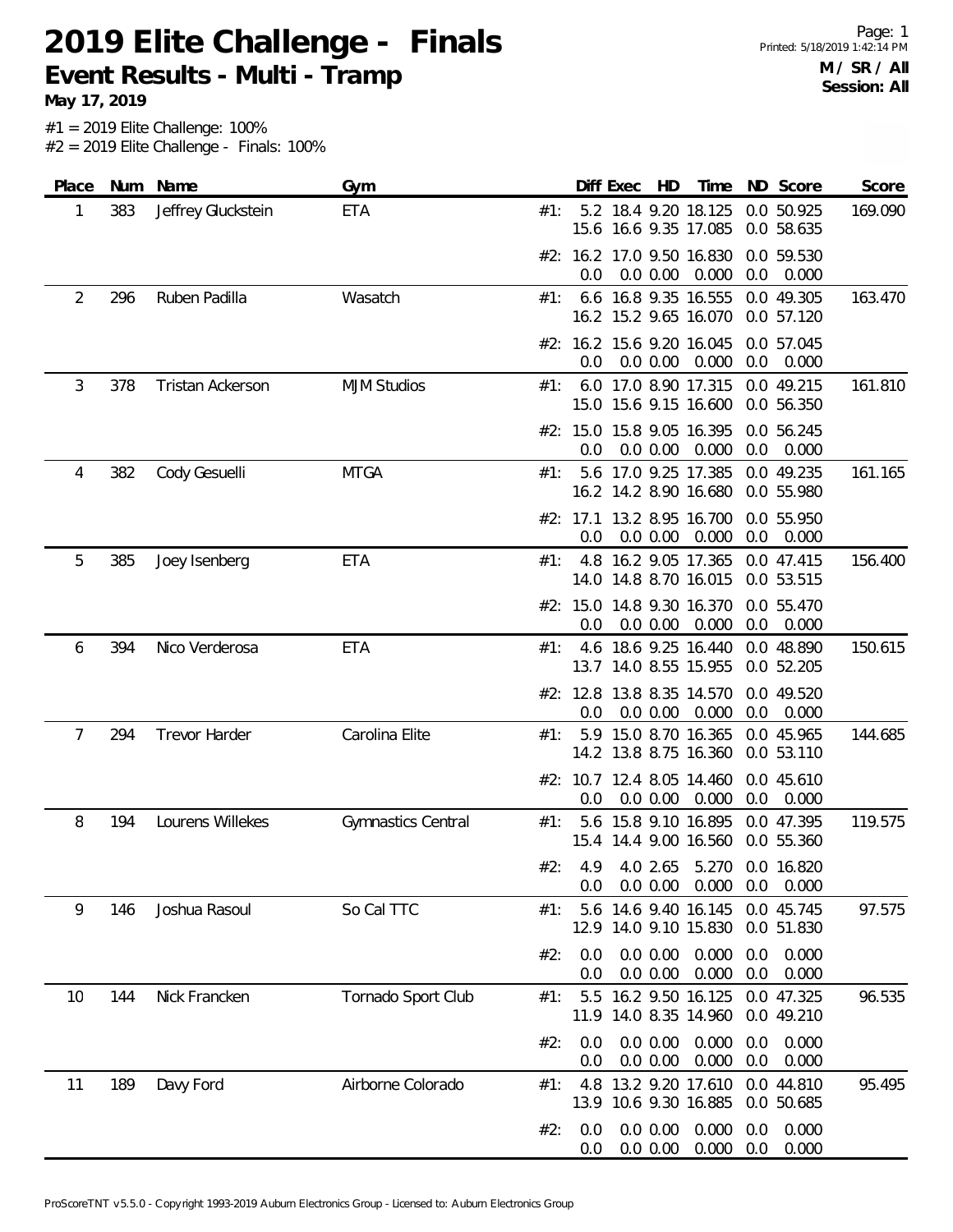# 2019 Elite Challenge - Finals

## Event Results - Multi - Tramp

**May 17, 2019**

**M / SR / All**
**Session: All**

#1 = 2019 Elite Challenge: 100%
#2 = 2019 Elite Challenge - Finals: 100%

| Place | Num | Name | Gym | | Diff | Exec | HD | Time | ND | Score | Score |
|---|---|---|---|---|---|---|---|---|---|---|---|
| 1 | 383 | Jeffrey Gluckstein | ETA | #1: | 5.2 | 18.4 | 9.20 | 18.125 | 0.0 | 50.925 | 169.090 |
| | | | | | 15.6 | 16.6 | 9.35 | 17.085 | 0.0 | 58.635 | |
| | | | | #2: | 16.2 | 17.0 | 9.50 | 16.830 | 0.0 | 59.530 | |
| | | | | | 0.0 | 0.0 | 0.00 | 0.000 | 0.0 | 0.000 | |
| 2 | 296 | Ruben Padilla | Wasatch | #1: | 6.6 | 16.8 | 9.35 | 16.555 | 0.0 | 49.305 | 163.470 |
| | | | | | 16.2 | 15.2 | 9.65 | 16.070 | 0.0 | 57.120 | |
| | | | | #2: | 16.2 | 15.6 | 9.20 | 16.045 | 0.0 | 57.045 | |
| | | | | | 0.0 | 0.0 | 0.00 | 0.000 | 0.0 | 0.000 | |
| 3 | 378 | Tristan Ackerson | MJM Studios | #1: | 6.0 | 17.0 | 8.90 | 17.315 | 0.0 | 49.215 | 161.810 |
| | | | | | 15.0 | 15.6 | 9.15 | 16.600 | 0.0 | 56.350 | |
| | | | | #2: | 15.0 | 15.8 | 9.05 | 16.395 | 0.0 | 56.245 | |
| | | | | | 0.0 | 0.0 | 0.00 | 0.000 | 0.0 | 0.000 | |
| 4 | 382 | Cody Gesuelli | MTGA | #1: | 5.6 | 17.0 | 9.25 | 17.385 | 0.0 | 49.235 | 161.165 |
| | | | | | 16.2 | 14.2 | 8.90 | 16.680 | 0.0 | 55.980 | |
| | | | | #2: | 17.1 | 13.2 | 8.95 | 16.700 | 0.0 | 55.950 | |
| | | | | | 0.0 | 0.0 | 0.00 | 0.000 | 0.0 | 0.000 | |
| 5 | 385 | Joey Isenberg | ETA | #1: | 4.8 | 16.2 | 9.05 | 17.365 | 0.0 | 47.415 | 156.400 |
| | | | | | 14.0 | 14.8 | 8.70 | 16.015 | 0.0 | 53.515 | |
| | | | | #2: | 15.0 | 14.8 | 9.30 | 16.370 | 0.0 | 55.470 | |
| | | | | | 0.0 | 0.0 | 0.00 | 0.000 | 0.0 | 0.000 | |
| 6 | 394 | Nico Verderosa | ETA | #1: | 4.6 | 18.6 | 9.25 | 16.440 | 0.0 | 48.890 | 150.615 |
| | | | | | 13.7 | 14.0 | 8.55 | 15.955 | 0.0 | 52.205 | |
| | | | | #2: | 12.8 | 13.8 | 8.35 | 14.570 | 0.0 | 49.520 | |
| | | | | | 0.0 | 0.0 | 0.00 | 0.000 | 0.0 | 0.000 | |
| 7 | 294 | Trevor Harder | Carolina Elite | #1: | 5.9 | 15.0 | 8.70 | 16.365 | 0.0 | 45.965 | 144.685 |
| | | | | | 14.2 | 13.8 | 8.75 | 16.360 | 0.0 | 53.110 | |
| | | | | #2: | 10.7 | 12.4 | 8.05 | 14.460 | 0.0 | 45.610 | |
| | | | | | 0.0 | 0.0 | 0.00 | 0.000 | 0.0 | 0.000 | |
| 8 | 194 | Lourens Willekes | Gymnastics Central | #1: | 5.6 | 15.8 | 9.10 | 16.895 | 0.0 | 47.395 | 119.575 |
| | | | | | 15.4 | 14.4 | 9.00 | 16.560 | 0.0 | 55.360 | |
| | | | | #2: | 4.9 | 4.0 | 2.65 | 5.270 | 0.0 | 16.820 | |
| | | | | | 0.0 | 0.0 | 0.00 | 0.000 | 0.0 | 0.000 | |
| 9 | 146 | Joshua Rasoul | So Cal TTC | #1: | 5.6 | 14.6 | 9.40 | 16.145 | 0.0 | 45.745 | 97.575 |
| | | | | | 12.9 | 14.0 | 9.10 | 15.830 | 0.0 | 51.830 | |
| | | | | #2: | 0.0 | 0.0 | 0.00 | 0.000 | 0.0 | 0.000 | |
| | | | | | 0.0 | 0.0 | 0.00 | 0.000 | 0.0 | 0.000 | |
| 10 | 144 | Nick Francken | Tornado Sport Club | #1: | 5.5 | 16.2 | 9.50 | 16.125 | 0.0 | 47.325 | 96.535 |
| | | | | | 11.9 | 14.0 | 8.35 | 14.960 | 0.0 | 49.210 | |
| | | | | #2: | 0.0 | 0.0 | 0.00 | 0.000 | 0.0 | 0.000 | |
| | | | | | 0.0 | 0.0 | 0.00 | 0.000 | 0.0 | 0.000 | |
| 11 | 189 | Davy Ford | Airborne Colorado | #1: | 4.8 | 13.2 | 9.20 | 17.610 | 0.0 | 44.810 | 95.495 |
| | | | | | 13.9 | 10.6 | 9.30 | 16.885 | 0.0 | 50.685 | |
| | | | | #2: | 0.0 | 0.0 | 0.00 | 0.000 | 0.0 | 0.000 | |
| | | | | | 0.0 | 0.0 | 0.00 | 0.000 | 0.0 | 0.000 | |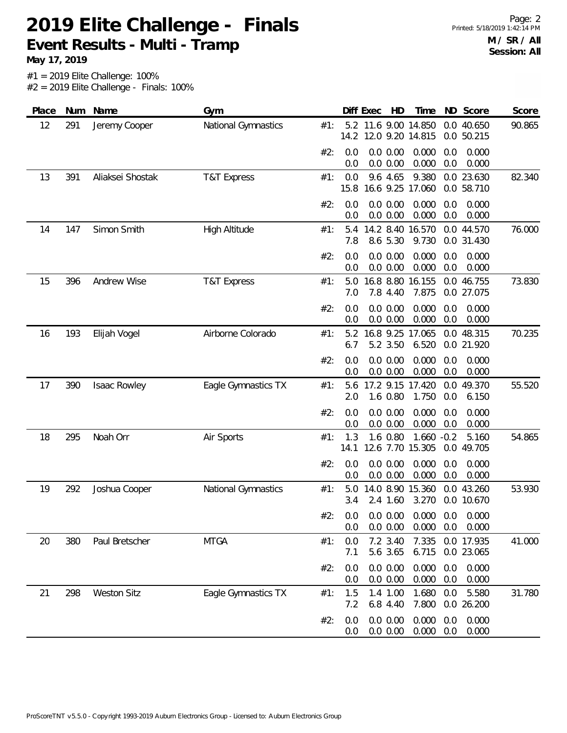# 2019 Elite Challenge - Finals

## Event Results - Multi - Tramp

**May 17, 2019**

**M / SR / All**
**Session: All**

#1 = 2019 Elite Challenge: 100%
#2 = 2019 Elite Challenge - Finals: 100%

| Place | Num | Name | Gym | | Diff | Exec | HD | Time | ND | Score | Score |
|---|---|---|---|---|---|---|---|---|---|---|---|
| 12 | 291 | Jeremy Cooper | National Gymnastics | #1: | 5.2 | 11.6 | 9.00 | 14.850 | 0.0 | 40.650 | 90.865 |
| | | | | | 14.2 | 12.0 | 9.20 | 14.815 | 0.0 | 50.215 | |
| | | | | #2: | 0.0 | 0.0 | 0.00 | 0.000 | 0.0 | 0.000 | |
| | | | | | 0.0 | 0.0 | 0.00 | 0.000 | 0.0 | 0.000 | |
| 13 | 391 | Aliaksei Shostak | T&T Express | #1: | 0.0 | 9.6 | 4.65 | 9.380 | 0.0 | 23.630 | 82.340 |
| | | | | | 15.8 | 16.6 | 9.25 | 17.060 | 0.0 | 58.710 | |
| | | | | #2: | 0.0 | 0.0 | 0.00 | 0.000 | 0.0 | 0.000 | |
| | | | | | 0.0 | 0.0 | 0.00 | 0.000 | 0.0 | 0.000 | |
| 14 | 147 | Simon Smith | High Altitude | #1: | 5.4 | 14.2 | 8.40 | 16.570 | 0.0 | 44.570 | 76.000 |
| | | | | | 7.8 | 8.6 | 5.30 | 9.730 | 0.0 | 31.430 | |
| | | | | #2: | 0.0 | 0.0 | 0.00 | 0.000 | 0.0 | 0.000 | |
| | | | | | 0.0 | 0.0 | 0.00 | 0.000 | 0.0 | 0.000 | |
| 15 | 396 | Andrew Wise | T&T Express | #1: | 5.0 | 16.8 | 8.80 | 16.155 | 0.0 | 46.755 | 73.830 |
| | | | | | 7.0 | 7.8 | 4.40 | 7.875 | 0.0 | 27.075 | |
| | | | | #2: | 0.0 | 0.0 | 0.00 | 0.000 | 0.0 | 0.000 | |
| | | | | | 0.0 | 0.0 | 0.00 | 0.000 | 0.0 | 0.000 | |
| 16 | 193 | Elijah Vogel | Airborne Colorado | #1: | 5.2 | 16.8 | 9.25 | 17.065 | 0.0 | 48.315 | 70.235 |
| | | | | | 6.7 | 5.2 | 3.50 | 6.520 | 0.0 | 21.920 | |
| | | | | #2: | 0.0 | 0.0 | 0.00 | 0.000 | 0.0 | 0.000 | |
| | | | | | 0.0 | 0.0 | 0.00 | 0.000 | 0.0 | 0.000 | |
| 17 | 390 | Isaac Rowley | Eagle Gymnastics TX | #1: | 5.6 | 17.2 | 9.15 | 17.420 | 0.0 | 49.370 | 55.520 |
| | | | | | 2.0 | 1.6 | 0.80 | 1.750 | 0.0 | 6.150 | |
| | | | | #2: | 0.0 | 0.0 | 0.00 | 0.000 | 0.0 | 0.000 | |
| | | | | | 0.0 | 0.0 | 0.00 | 0.000 | 0.0 | 0.000 | |
| 18 | 295 | Noah Orr | Air Sports | #1: | 1.3 | 1.6 | 0.80 | 1.660 | -0.2 | 5.160 | 54.865 |
| | | | | | 14.1 | 12.6 | 7.70 | 15.305 | 0.0 | 49.705 | |
| | | | | #2: | 0.0 | 0.0 | 0.00 | 0.000 | 0.0 | 0.000 | |
| | | | | | 0.0 | 0.0 | 0.00 | 0.000 | 0.0 | 0.000 | |
| 19 | 292 | Joshua Cooper | National Gymnastics | #1: | 5.0 | 14.0 | 8.90 | 15.360 | 0.0 | 43.260 | 53.930 |
| | | | | | 3.4 | 2.4 | 1.60 | 3.270 | 0.0 | 10.670 | |
| | | | | #2: | 0.0 | 0.0 | 0.00 | 0.000 | 0.0 | 0.000 | |
| | | | | | 0.0 | 0.0 | 0.00 | 0.000 | 0.0 | 0.000 | |
| 20 | 380 | Paul Bretscher | MTGA | #1: | 0.0 | 7.2 | 3.40 | 7.335 | 0.0 | 17.935 | 41.000 |
| | | | | | 7.1 | 5.6 | 3.65 | 6.715 | 0.0 | 23.065 | |
| | | | | #2: | 0.0 | 0.0 | 0.00 | 0.000 | 0.0 | 0.000 | |
| | | | | | 0.0 | 0.0 | 0.00 | 0.000 | 0.0 | 0.000 | |
| 21 | 298 | Weston Sitz | Eagle Gymnastics TX | #1: | 1.5 | 1.4 | 1.00 | 1.680 | 0.0 | 5.580 | 31.780 |
| | | | | | 7.2 | 6.8 | 4.40 | 7.800 | 0.0 | 26.200 | |
| | | | | #2: | 0.0 | 0.0 | 0.00 | 0.000 | 0.0 | 0.000 | |
| | | | | | 0.0 | 0.0 | 0.00 | 0.000 | 0.0 | 0.000 | |

ProScoreTNT v5.5.0 - Copyright 1993-2019 Auburn Electronics Group - Licensed to: Auburn Electronics Group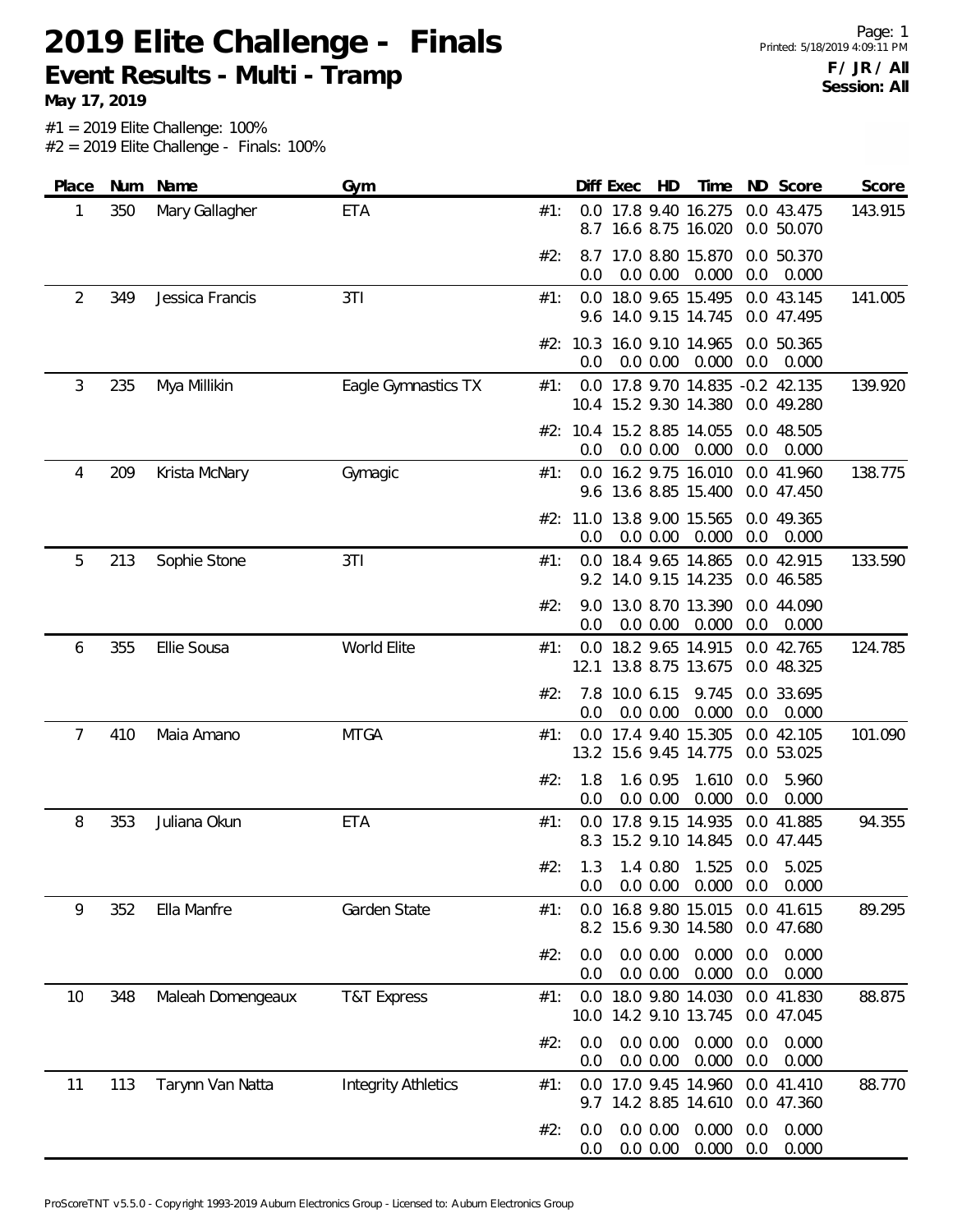# 2019 Elite Challenge - Finals

## Event Results - Multi - Tramp

**May 17, 2019**

Printed: 5/18/2019 4:09:11 PM

**F / JR / All**
**Session: All**

#1 = 2019 Elite Challenge: 100%
#2 = 2019 Elite Challenge - Finals: 100%

| Place | Num | Name | Gym | | Diff | Exec | HD | Time | ND | Score | Score |
|---|---|---|---|---|---|---|---|---|---|---|---|
| 1 | 350 | Mary Gallagher | ETA | #1: | 0.0 | 17.8 | 9.40 | 16.275 | 0.0 | 43.475 | 143.915 |
| | | | | | 8.7 | 16.6 | 8.75 | 16.020 | 0.0 | 50.070 | |
| | | | | #2: | 8.7 | 17.0 | 8.80 | 15.870 | 0.0 | 50.370 | |
| | | | | | 0.0 | 0.0 | 0.00 | 0.000 | 0.0 | 0.000 | |
| 2 | 349 | Jessica Francis | 3TI | #1: | 0.0 | 18.0 | 9.65 | 15.495 | 0.0 | 43.145 | 141.005 |
| | | | | | 9.6 | 14.0 | 9.15 | 14.745 | 0.0 | 47.495 | |
| | | | | #2: | 10.3 | 16.0 | 9.10 | 14.965 | 0.0 | 50.365 | |
| | | | | | 0.0 | 0.0 | 0.00 | 0.000 | 0.0 | 0.000 | |
| 3 | 235 | Mya Millikin | Eagle Gymnastics TX | #1: | 0.0 | 17.8 | 9.70 | 14.835 | -0.2 | 42.135 | 139.920 |
| | | | | | 10.4 | 15.2 | 9.30 | 14.380 | 0.0 | 49.280 | |
| | | | | #2: | 10.4 | 15.2 | 8.85 | 14.055 | 0.0 | 48.505 | |
| | | | | | 0.0 | 0.0 | 0.00 | 0.000 | 0.0 | 0.000 | |
| 4 | 209 | Krista McNary | Gymagic | #1: | 0.0 | 16.2 | 9.75 | 16.010 | 0.0 | 41.960 | 138.775 |
| | | | | | 9.6 | 13.6 | 8.85 | 15.400 | 0.0 | 47.450 | |
| | | | | #2: | 11.0 | 13.8 | 9.00 | 15.565 | 0.0 | 49.365 | |
| | | | | | 0.0 | 0.0 | 0.00 | 0.000 | 0.0 | 0.000 | |
| 5 | 213 | Sophie Stone | 3TI | #1: | 0.0 | 18.4 | 9.65 | 14.865 | 0.0 | 42.915 | 133.590 |
| | | | | | 9.2 | 14.0 | 9.15 | 14.235 | 0.0 | 46.585 | |
| | | | | #2: | 9.0 | 13.0 | 8.70 | 13.390 | 0.0 | 44.090 | |
| | | | | | 0.0 | 0.0 | 0.00 | 0.000 | 0.0 | 0.000 | |
| 6 | 355 | Ellie Sousa | World Elite | #1: | 0.0 | 18.2 | 9.65 | 14.915 | 0.0 | 42.765 | 124.785 |
| | | | | | 12.1 | 13.8 | 8.75 | 13.675 | 0.0 | 48.325 | |
| | | | | #2: | 7.8 | 10.0 | 6.15 | 9.745 | 0.0 | 33.695 | |
| | | | | | 0.0 | 0.0 | 0.00 | 0.000 | 0.0 | 0.000 | |
| 7 | 410 | Maia Amano | MTGA | #1: | 0.0 | 17.4 | 9.40 | 15.305 | 0.0 | 42.105 | 101.090 |
| | | | | | 13.2 | 15.6 | 9.45 | 14.775 | 0.0 | 53.025 | |
| | | | | #2: | 1.8 | 1.6 | 0.95 | 1.610 | 0.0 | 5.960 | |
| | | | | | 0.0 | 0.0 | 0.00 | 0.000 | 0.0 | 0.000 | |
| 8 | 353 | Juliana Okun | ETA | #1: | 0.0 | 17.8 | 9.15 | 14.935 | 0.0 | 41.885 | 94.355 |
| | | | | | 8.3 | 15.2 | 9.10 | 14.845 | 0.0 | 47.445 | |
| | | | | #2: | 1.3 | 1.4 | 0.80 | 1.525 | 0.0 | 5.025 | |
| | | | | | 0.0 | 0.0 | 0.00 | 0.000 | 0.0 | 0.000 | |
| 9 | 352 | Ella Manfre | Garden State | #1: | 0.0 | 16.8 | 9.80 | 15.015 | 0.0 | 41.615 | 89.295 |
| | | | | | 8.2 | 15.6 | 9.30 | 14.580 | 0.0 | 47.680 | |
| | | | | #2: | 0.0 | 0.0 | 0.00 | 0.000 | 0.0 | 0.000 | |
| | | | | | 0.0 | 0.0 | 0.00 | 0.000 | 0.0 | 0.000 | |
| 10 | 348 | Maleah Domengeaux | T&T Express | #1: | 0.0 | 18.0 | 9.80 | 14.030 | 0.0 | 41.830 | 88.875 |
| | | | | | 10.0 | 14.2 | 9.10 | 13.745 | 0.0 | 47.045 | |
| | | | | #2: | 0.0 | 0.0 | 0.00 | 0.000 | 0.0 | 0.000 | |
| | | | | | 0.0 | 0.0 | 0.00 | 0.000 | 0.0 | 0.000 | |
| 11 | 113 | Tarynn Van Natta | Integrity Athletics | #1: | 0.0 | 17.0 | 9.45 | 14.960 | 0.0 | 41.410 | 88.770 |
| | | | | | 9.7 | 14.2 | 8.85 | 14.610 | 0.0 | 47.360 | |
| | | | | #2: | 0.0 | 0.0 | 0.00 | 0.000 | 0.0 | 0.000 | |
| | | | | | 0.0 | 0.0 | 0.00 | 0.000 | 0.0 | 0.000 | |

ProScoreTNT v5.5.0 - Copyright 1993-2019 Auburn Electronics Group - Licensed to: Auburn Electronics Group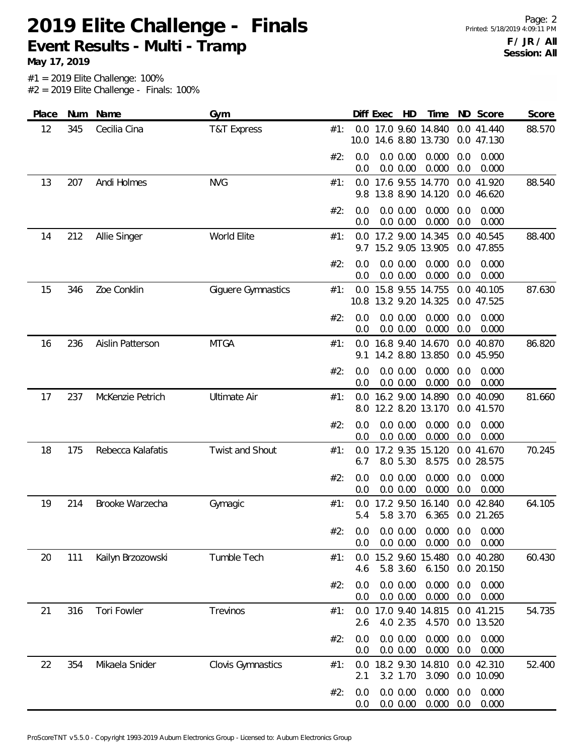# 2019 Elite Challenge - Finals

## Event Results - Multi - Tramp

**May 17, 2019**

**F / JR / All**
**Session: All**

#1 = 2019 Elite Challenge: 100%
#2 = 2019 Elite Challenge - Finals: 100%

| Place | Num | Name | Gym | | Diff | Exec | HD | Time | ND | Score | Score |
|---|---|---|---|---|---|---|---|---|---|---|---|
| 12 | 345 | Cecilia Cina | T&T Express | #1: | 0.0<br>10.0 | 17.0<br>14.6 | 9.60<br>8.80 | 14.840<br>13.730 | 0.0<br>0.0 | 41.440<br>47.130 | 88.570 |
| | | | | #2: | 0.0<br>0.0 | 0.0<br>0.0 | 0.00<br>0.00 | 0.000<br>0.000 | 0.0<br>0.0 | 0.000<br>0.000 | |
| 13 | 207 | Andi Holmes | NVG | #1: | 0.0<br>9.8 | 17.6<br>13.8 | 9.55<br>8.90 | 14.770<br>14.120 | 0.0<br>0.0 | 41.920<br>46.620 | 88.540 |
| | | | | #2: | 0.0<br>0.0 | 0.0<br>0.0 | 0.00<br>0.00 | 0.000<br>0.000 | 0.0<br>0.0 | 0.000<br>0.000 | |
| 14 | 212 | Allie Singer | World Elite | #1: | 0.0<br>9.7 | 17.2<br>15.2 | 9.00<br>9.05 | 14.345<br>13.905 | 0.0<br>0.0 | 40.545<br>47.855 | 88.400 |
| | | | | #2: | 0.0<br>0.0 | 0.0<br>0.0 | 0.00<br>0.00 | 0.000<br>0.000 | 0.0<br>0.0 | 0.000<br>0.000 | |
| 15 | 346 | Zoe Conklin | Giguere Gymnastics | #1: | 0.0<br>10.8 | 15.8<br>13.2 | 9.55<br>9.20 | 14.755<br>14.325 | 0.0<br>0.0 | 40.105<br>47.525 | 87.630 |
| | | | | #2: | 0.0<br>0.0 | 0.0<br>0.0 | 0.00<br>0.00 | 0.000<br>0.000 | 0.0<br>0.0 | 0.000<br>0.000 | |
| 16 | 236 | Aislin Patterson | MTGA | #1: | 0.0<br>9.1 | 16.8<br>14.2 | 9.40<br>8.80 | 14.670<br>13.850 | 0.0<br>0.0 | 40.870<br>45.950 | 86.820 |
| | | | | #2: | 0.0<br>0.0 | 0.0<br>0.0 | 0.00<br>0.00 | 0.000<br>0.000 | 0.0<br>0.0 | 0.000<br>0.000 | |
| 17 | 237 | McKenzie Petrich | Ultimate Air | #1: | 0.0<br>8.0 | 16.2<br>12.2 | 9.00<br>8.20 | 14.890<br>13.170 | 0.0<br>0.0 | 40.090<br>41.570 | 81.660 |
| | | | | #2: | 0.0<br>0.0 | 0.0<br>0.0 | 0.00<br>0.00 | 0.000<br>0.000 | 0.0<br>0.0 | 0.000<br>0.000 | |
| 18 | 175 | Rebecca Kalafatis | Twist and Shout | #1: | 0.0<br>6.7 | 17.2<br>8.0 | 9.35<br>5.30 | 15.120<br>8.575 | 0.0<br>0.0 | 41.670<br>28.575 | 70.245 |
| | | | | #2: | 0.0<br>0.0 | 0.0<br>0.0 | 0.00<br>0.00 | 0.000<br>0.000 | 0.0<br>0.0 | 0.000<br>0.000 | |
| 19 | 214 | Brooke Warzecha | Gymagic | #1: | 0.0<br>5.4 | 17.2<br>5.8 | 9.50<br>3.70 | 16.140<br>6.365 | 0.0<br>0.0 | 42.840<br>21.265 | 64.105 |
| | | | | #2: | 0.0<br>0.0 | 0.0<br>0.0 | 0.00<br>0.00 | 0.000<br>0.000 | 0.0<br>0.0 | 0.000<br>0.000 | |
| 20 | 111 | Kailyn Brzozowski | Tumble Tech | #1: | 0.0<br>4.6 | 15.2<br>5.8 | 9.60<br>3.60 | 15.480<br>6.150 | 0.0<br>0.0 | 40.280<br>20.150 | 60.430 |
| | | | | #2: | 0.0<br>0.0 | 0.0<br>0.0 | 0.00<br>0.00 | 0.000<br>0.000 | 0.0<br>0.0 | 0.000<br>0.000 | |
| 21 | 316 | Tori Fowler | Trevinos | #1: | 0.0<br>2.6 | 17.0<br>4.0 | 9.40<br>2.35 | 14.815<br>4.570 | 0.0<br>0.0 | 41.215<br>13.520 | 54.735 |
| | | | | #2: | 0.0<br>0.0 | 0.0<br>0.0 | 0.00<br>0.00 | 0.000<br>0.000 | 0.0<br>0.0 | 0.000<br>0.000 | |
| 22 | 354 | Mikaela Snider | Clovis Gymnastics | #1: | 0.0<br>2.1 | 18.2<br>3.2 | 9.30<br>1.70 | 14.810<br>3.090 | 0.0<br>0.0 | 42.310<br>10.090 | 52.400 |
| | | | | #2: | 0.0<br>0.0 | 0.0<br>0.0 | 0.00<br>0.00 | 0.000<br>0.000 | 0.0<br>0.0 | 0.000<br>0.000 | |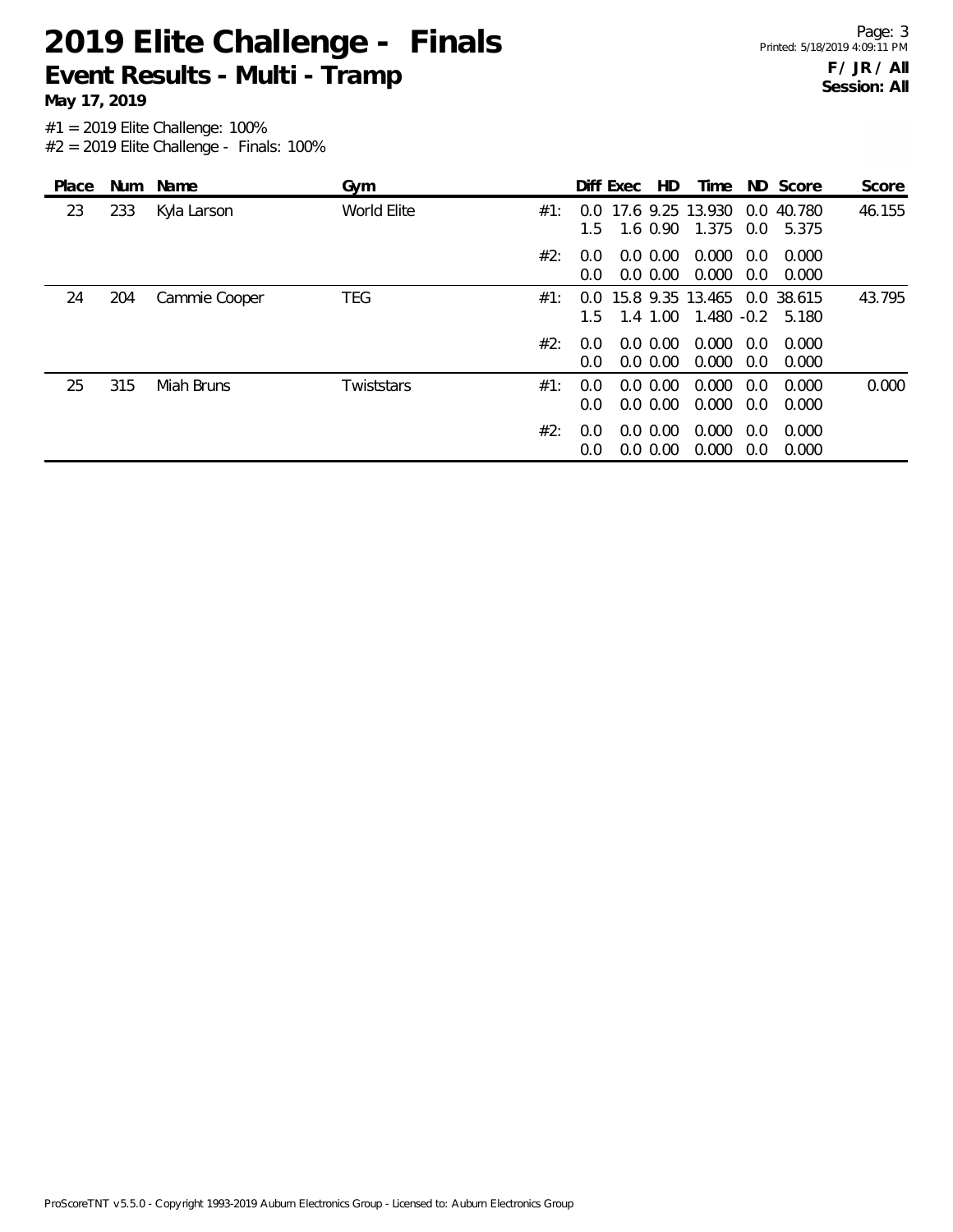# 2019 Elite Challenge - Finals

## Event Results - Multi - Tramp

**May 17, 2019**

**F / JR / All**
**Session: All**

#1 = 2019 Elite Challenge: 100%
#2 = 2019 Elite Challenge - Finals: 100%

| Place | Num | Name | Gym | | Diff | Exec | HD | Time | ND | Score | Score |
|---|---|---|---|---|---|---|---|---|---|---|---|
| 23 | 233 | Kyla Larson | World Elite | #1: | 0.0 | 17.6 | 9.25 | 13.930 | 0.0 | 40.780 | 46.155 |
| | | | | | 1.5 | 1.6 | 0.90 | 1.375 | 0.0 | 5.375 | |
| | | | | #2: | 0.0 | 0.0 | 0.00 | 0.000 | 0.0 | 0.000 | |
| | | | | | 0.0 | 0.0 | 0.00 | 0.000 | 0.0 | 0.000 | |
| 24 | 204 | Cammie Cooper | TEG | #1: | 0.0 | 15.8 | 9.35 | 13.465 | 0.0 | 38.615 | 43.795 |
| | | | | | 1.5 | 1.4 | 1.00 | 1.480 | -0.2 | 5.180 | |
| | | | | #2: | 0.0 | 0.0 | 0.00 | 0.000 | 0.0 | 0.000 | |
| | | | | | 0.0 | 0.0 | 0.00 | 0.000 | 0.0 | 0.000 | |
| 25 | 315 | Miah Bruns | Twiststars | #1: | 0.0 | 0.0 | 0.00 | 0.000 | 0.0 | 0.000 | 0.000 |
| | | | | | 0.0 | 0.0 | 0.00 | 0.000 | 0.0 | 0.000 | |
| | | | | #2: | 0.0 | 0.0 | 0.00 | 0.000 | 0.0 | 0.000 | |
| | | | | | 0.0 | 0.0 | 0.00 | 0.000 | 0.0 | 0.000 | |

ProScoreTNT v5.5.0 - Copyright 1993-2019 Auburn Electronics Group - Licensed to: Auburn Electronics Group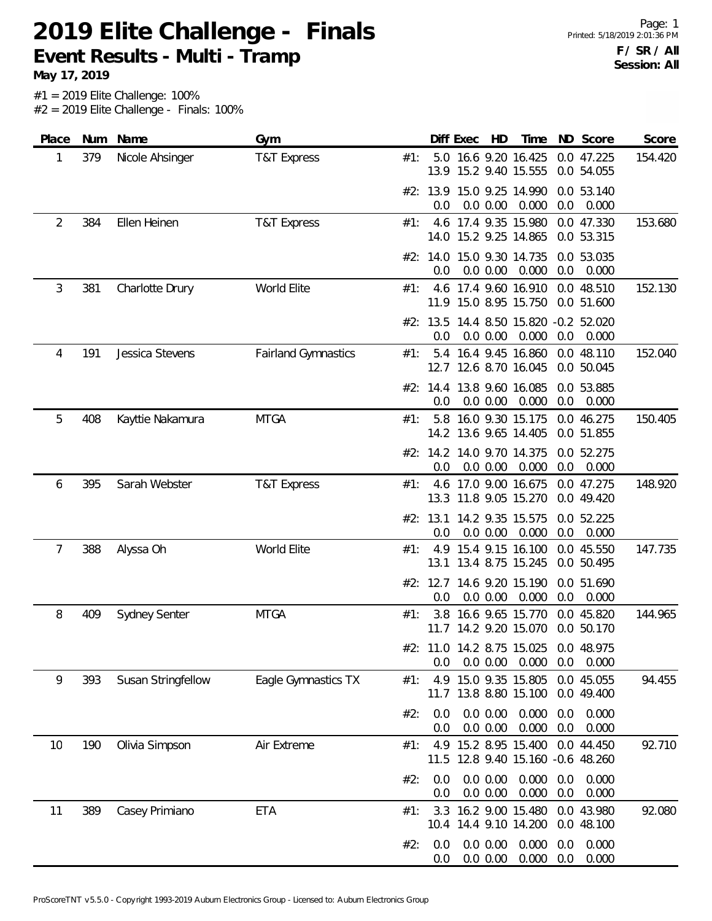# 2019 Elite Challenge - Finals

## Event Results - Multi - Tramp

**May 17, 2019**

**F / SR / All**
**Session: All**

#1 = 2019 Elite Challenge: 100%
#2 = 2019 Elite Challenge - Finals: 100%

| Place | Num | Name | Gym | | Diff | Exec | HD | Time | ND | Score | Score |
|---|---|---|---|---|---|---|---|---|---|---|---|
| 1 | 379 | Nicole Ahsinger | T&T Express | #1: | 5.0 | 16.6 | 9.20 | 16.425 | 0.0 | 47.225 | 154.420 |
| | | | | | 13.9 | 15.2 | 9.40 | 15.555 | 0.0 | 54.055 | |
| | | | | #2: | 13.9 | 15.0 | 9.25 | 14.990 | 0.0 | 53.140 | |
| | | | | | 0.0 | 0.0 | 0.00 | 0.000 | 0.0 | 0.000 | |
| 2 | 384 | Ellen Heinen | T&T Express | #1: | 4.6 | 17.4 | 9.35 | 15.980 | 0.0 | 47.330 | 153.680 |
| | | | | | 14.0 | 15.2 | 9.25 | 14.865 | 0.0 | 53.315 | |
| | | | | #2: | 14.0 | 15.0 | 9.30 | 14.735 | 0.0 | 53.035 | |
| | | | | | 0.0 | 0.0 | 0.00 | 0.000 | 0.0 | 0.000 | |
| 3 | 381 | Charlotte Drury | World Elite | #1: | 4.6 | 17.4 | 9.60 | 16.910 | 0.0 | 48.510 | 152.130 |
| | | | | | 11.9 | 15.0 | 8.95 | 15.750 | 0.0 | 51.600 | |
| | | | | #2: | 13.5 | 14.4 | 8.50 | 15.820 | -0.2 | 52.020 | |
| | | | | | 0.0 | 0.0 | 0.00 | 0.000 | 0.0 | 0.000 | |
| 4 | 191 | Jessica Stevens | Fairland Gymnastics | #1: | 5.4 | 16.4 | 9.45 | 16.860 | 0.0 | 48.110 | 152.040 |
| | | | | | 12.7 | 12.6 | 8.70 | 16.045 | 0.0 | 50.045 | |
| | | | | #2: | 14.4 | 13.8 | 9.60 | 16.085 | 0.0 | 53.885 | |
| | | | | | 0.0 | 0.0 | 0.00 | 0.000 | 0.0 | 0.000 | |
| 5 | 408 | Kayttie Nakamura | MTGA | #1: | 5.8 | 16.0 | 9.30 | 15.175 | 0.0 | 46.275 | 150.405 |
| | | | | | 14.2 | 13.6 | 9.65 | 14.405 | 0.0 | 51.855 | |
| | | | | #2: | 14.2 | 14.0 | 9.70 | 14.375 | 0.0 | 52.275 | |
| | | | | | 0.0 | 0.0 | 0.00 | 0.000 | 0.0 | 0.000 | |
| 6 | 395 | Sarah Webster | T&T Express | #1: | 4.6 | 17.0 | 9.00 | 16.675 | 0.0 | 47.275 | 148.920 |
| | | | | | 13.3 | 11.8 | 9.05 | 15.270 | 0.0 | 49.420 | |
| | | | | #2: | 13.1 | 14.2 | 9.35 | 15.575 | 0.0 | 52.225 | |
| | | | | | 0.0 | 0.0 | 0.00 | 0.000 | 0.0 | 0.000 | |
| 7 | 388 | Alyssa Oh | World Elite | #1: | 4.9 | 15.4 | 9.15 | 16.100 | 0.0 | 45.550 | 147.735 |
| | | | | | 13.1 | 13.4 | 8.75 | 15.245 | 0.0 | 50.495 | |
| | | | | #2: | 12.7 | 14.6 | 9.20 | 15.190 | 0.0 | 51.690 | |
| | | | | | 0.0 | 0.0 | 0.00 | 0.000 | 0.0 | 0.000 | |
| 8 | 409 | Sydney Senter | MTGA | #1: | 3.8 | 16.6 | 9.65 | 15.770 | 0.0 | 45.820 | 144.965 |
| | | | | | 11.7 | 14.2 | 9.20 | 15.070 | 0.0 | 50.170 | |
| | | | | #2: | 11.0 | 14.2 | 8.75 | 15.025 | 0.0 | 48.975 | |
| | | | | | 0.0 | 0.0 | 0.00 | 0.000 | 0.0 | 0.000 | |
| 9 | 393 | Susan Stringfellow | Eagle Gymnastics TX | #1: | 4.9 | 15.0 | 9.35 | 15.805 | 0.0 | 45.055 | 94.455 |
| | | | | | 11.7 | 13.8 | 8.80 | 15.100 | 0.0 | 49.400 | |
| | | | | #2: | 0.0 | 0.0 | 0.00 | 0.000 | 0.0 | 0.000 | |
| | | | | | 0.0 | 0.0 | 0.00 | 0.000 | 0.0 | 0.000 | |
| 10 | 190 | Olivia Simpson | Air Extreme | #1: | 4.9 | 15.2 | 8.95 | 15.400 | 0.0 | 44.450 | 92.710 |
| | | | | | 11.5 | 12.8 | 9.40 | 15.160 | -0.6 | 48.260 | |
| | | | | #2: | 0.0 | 0.0 | 0.00 | 0.000 | 0.0 | 0.000 | |
| | | | | | 0.0 | 0.0 | 0.00 | 0.000 | 0.0 | 0.000 | |
| 11 | 389 | Casey Primiano | ETA | #1: | 3.3 | 16.2 | 9.00 | 15.480 | 0.0 | 43.980 | 92.080 |
| | | | | | 10.4 | 14.4 | 9.10 | 14.200 | 0.0 | 48.100 | |
| | | | | #2: | 0.0 | 0.0 | 0.00 | 0.000 | 0.0 | 0.000 | |
| | | | | | 0.0 | 0.0 | 0.00 | 0.000 | 0.0 | 0.000 | |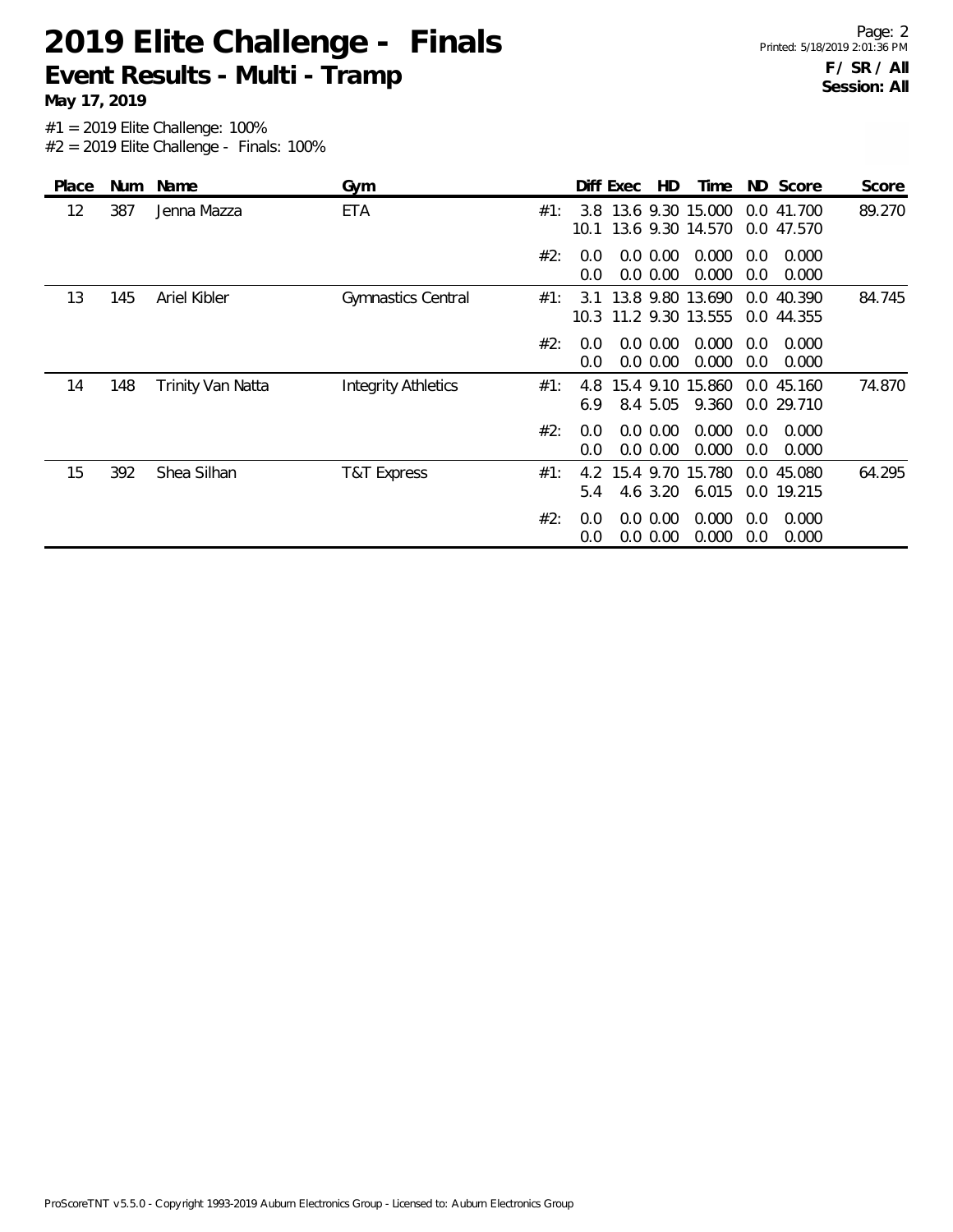# 2019 Elite Challenge - Finals

## Event Results - Multi - Tramp

**May 17, 2019**

**F / SR / All**
**Session: All**

#1 = 2019 Elite Challenge: 100%
#2 = 2019 Elite Challenge - Finals: 100%

| Place | Num | Name | Gym | | Diff | Exec | HD | Time | ND | Score | Score |
|---|---|---|---|---|---|---|---|---|---|---|---|
| 12 | 387 | Jenna Mazza | ETA | #1: | 3.8 | 13.6 | 9.30 | 15.000 | 0.0 | 41.700 | 89.270 |
| | | | | | 10.1 | 13.6 | 9.30 | 14.570 | 0.0 | 47.570 | |
| | | | | #2: | 0.0 | 0.0 | 0.00 | 0.000 | 0.0 | 0.000 | |
| | | | | | 0.0 | 0.0 | 0.00 | 0.000 | 0.0 | 0.000 | |
| 13 | 145 | Ariel Kibler | Gymnastics Central | #1: | 3.1 | 13.8 | 9.80 | 13.690 | 0.0 | 40.390 | 84.745 |
| | | | | | 10.3 | 11.2 | 9.30 | 13.555 | 0.0 | 44.355 | |
| | | | | #2: | 0.0 | 0.0 | 0.00 | 0.000 | 0.0 | 0.000 | |
| | | | | | 0.0 | 0.0 | 0.00 | 0.000 | 0.0 | 0.000 | |
| 14 | 148 | Trinity Van Natta | Integrity Athletics | #1: | 4.8 | 15.4 | 9.10 | 15.860 | 0.0 | 45.160 | 74.870 |
| | | | | | 6.9 | 8.4 | 5.05 | 9.360 | 0.0 | 29.710 | |
| | | | | #2: | 0.0 | 0.0 | 0.00 | 0.000 | 0.0 | 0.000 | |
| | | | | | 0.0 | 0.0 | 0.00 | 0.000 | 0.0 | 0.000 | |
| 15 | 392 | Shea Silhan | T&T Express | #1: | 4.2 | 15.4 | 9.70 | 15.780 | 0.0 | 45.080 | 64.295 |
| | | | | | 5.4 | 4.6 | 3.20 | 6.015 | 0.0 | 19.215 | |
| | | | | #2: | 0.0 | 0.0 | 0.00 | 0.000 | 0.0 | 0.000 | |
| | | | | | 0.0 | 0.0 | 0.00 | 0.000 | 0.0 | 0.000 | |

ProScoreTNT v5.5.0 - Copyright 1993-2019 Auburn Electronics Group - Licensed to: Auburn Electronics Group